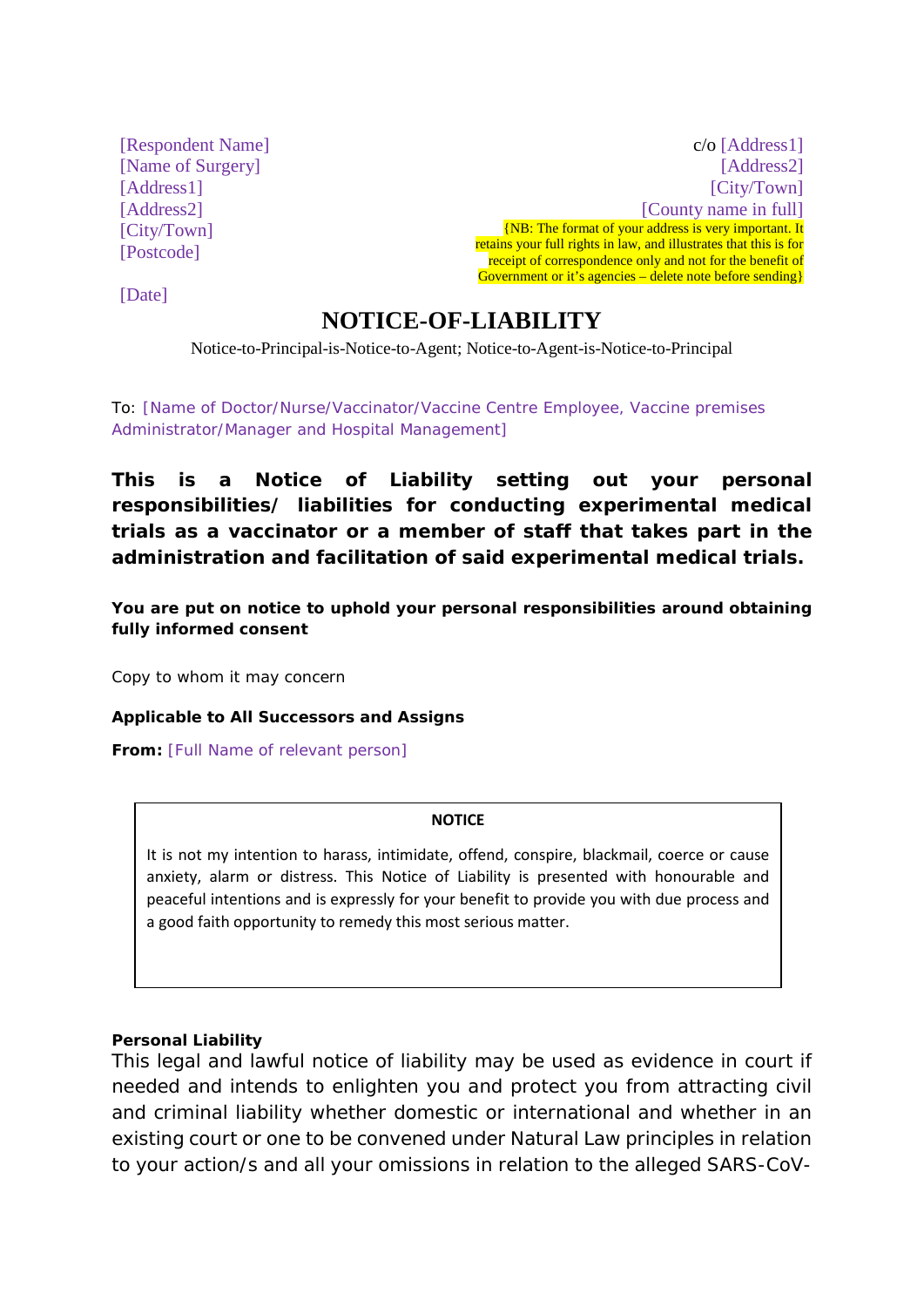[Respondent Name]
[Name of Surgery]
[Address1]
[Address2]
[City/Town]
[Postcode]

c/o [Address1]
[Address2]
[City/Town]
[County name in full]
{NB: The format of your address is very important. It retains your full rights in law, and illustrates that this is for receipt of correspondence only and not for the benefit of Government or it's agencies – delete note before sending}

[Date]

# NOTICE-OF-LIABILITY

Notice-to-Principal-is-Notice-to-Agent; Notice-to-Agent-is-Notice-to-Principal

To: [Name of Doctor/Nurse/Vaccinator/Vaccine Centre Employee, Vaccine premises Administrator/Manager and Hospital Management]

**This is a Notice of Liability setting out your personal responsibilities/ liabilities for conducting experimental medical trials as a vaccinator or a member of staff that takes part in the administration and facilitation of said experimental medical trials.**

**You are put on notice to uphold your personal responsibilities around obtaining fully informed consent**

Copy to whom it may concern

**Applicable to All Successors and Assigns**

**From:** [Full Name of relevant person]

**NOTICE**

It is not my intention to harass, intimidate, offend, conspire, blackmail, coerce or cause anxiety, alarm or distress. This Notice of Liability is presented with honourable and peaceful intentions and is expressly for your benefit to provide you with due process and a good faith opportunity to remedy this most serious matter.

**Personal Liability**

This legal and lawful notice of liability may be used as evidence in court if needed and intends to enlighten you and protect you from attracting civil and criminal liability whether domestic or international and whether in an existing court or one to be convened under Natural Law principles in relation to your action/s and all your omissions in relation to the alleged SARS-CoV-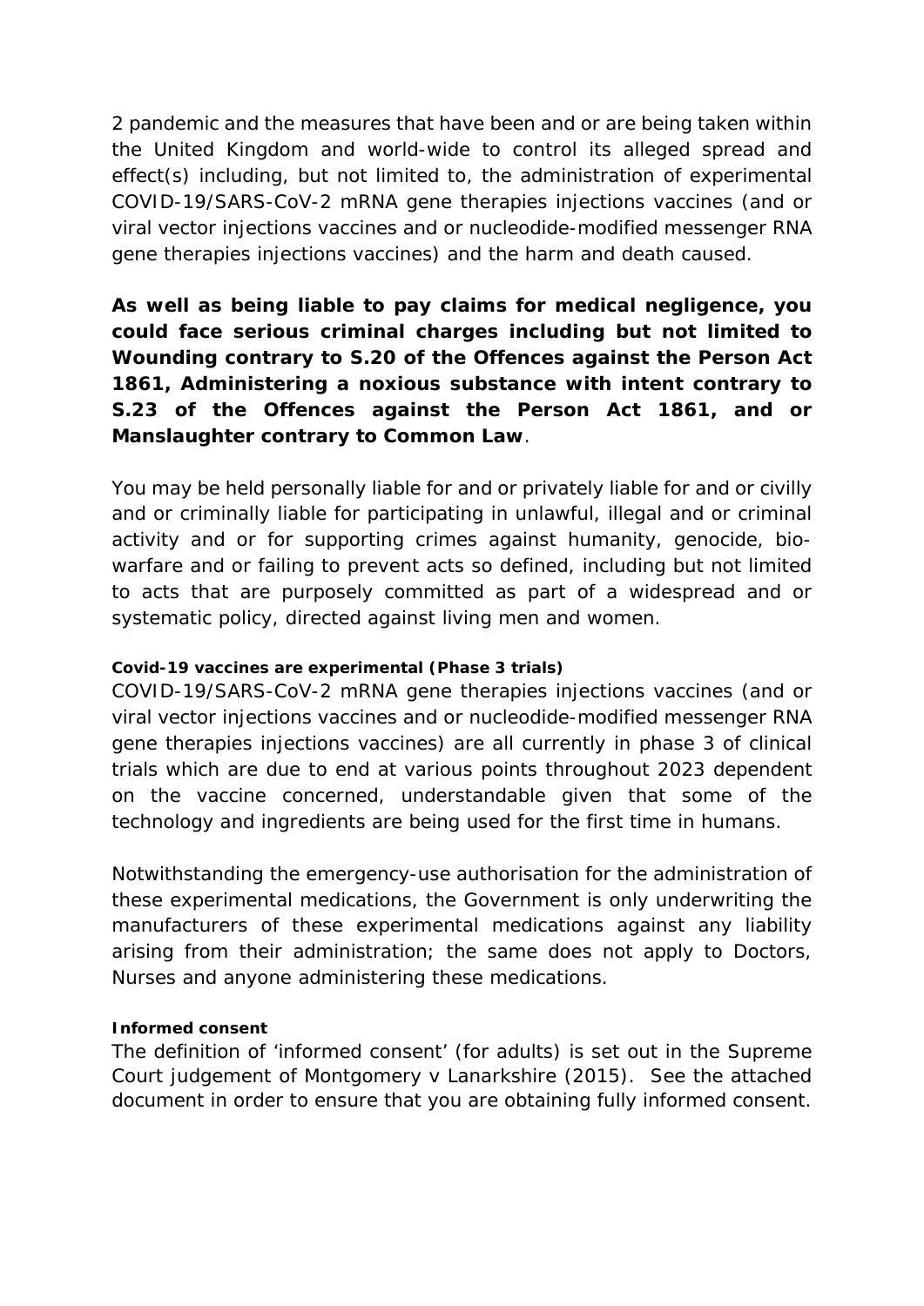2 pandemic and the measures that have been and or are being taken within the United Kingdom and world-wide to control its alleged spread and effect(s) including, but not limited to, the administration of experimental COVID-19/SARS-CoV-2 mRNA gene therapies injections vaccines (and or viral vector injections vaccines and or nucleodide-modified messenger RNA gene therapies injections vaccines) and the harm and death caused.

**As well as being liable to pay claims for medical negligence, you could face serious criminal charges including but not limited to Wounding contrary to S.20 of the Offences against the Person Act 1861, Administering a noxious substance with intent contrary to S.23 of the Offences against the Person Act 1861, and or Manslaughter contrary to Common Law**.

You may be held personally liable for and or privately liable for and or civilly and or criminally liable for participating in unlawful, illegal and or criminal activity and or for supporting crimes against humanity, genocide, bio-warfare and or failing to prevent acts so defined, including but not limited to acts that are purposely committed as part of a widespread and or systematic policy, directed against living men and women.

**Covid-19 vaccines are experimental (Phase 3 trials)**

COVID-19/SARS-CoV-2 mRNA gene therapies injections vaccines (and or viral vector injections vaccines and or nucleodide-modified messenger RNA gene therapies injections vaccines) are all currently in phase 3 of clinical trials which are due to end at various points throughout 2023 dependent on the vaccine concerned, understandable given that some of the technology and ingredients are being used for the first time in humans.

Notwithstanding the emergency-use authorisation for the administration of these experimental medications, the Government is only underwriting the manufacturers of these experimental medications against any liability arising from their administration; the same does not apply to Doctors, Nurses and anyone administering these medications.

**Informed consent**

The definition of 'informed consent' (for adults) is set out in the Supreme Court judgement of Montgomery v Lanarkshire (2015). See the attached document in order to ensure that you are obtaining fully informed consent.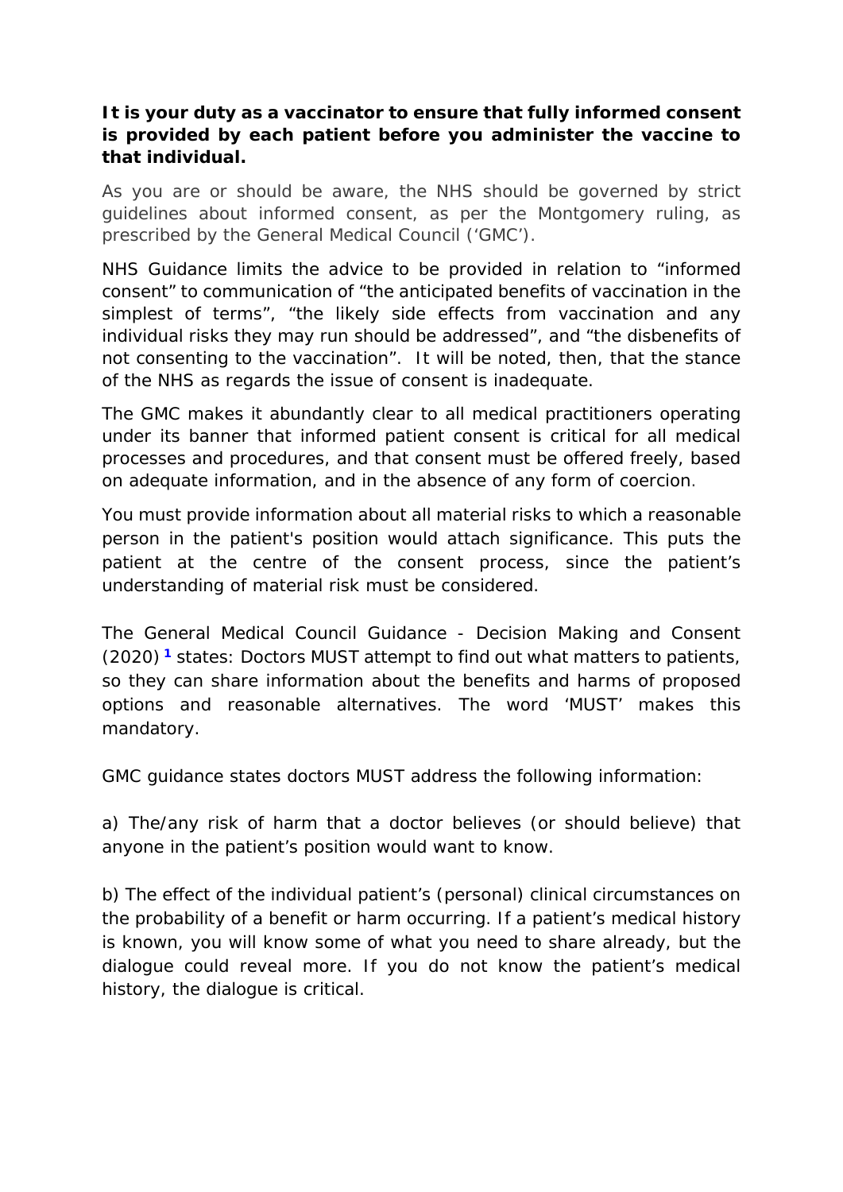**It is your duty as a vaccinator to ensure that fully informed consent is provided by each patient before you administer the vaccine to that individual.**

As you are or should be aware, the NHS should be governed by strict guidelines about informed consent, as per the Montgomery ruling, as prescribed by the General Medical Council ('GMC').

NHS Guidance limits the advice to be provided in relation to "informed consent" to communication of "the anticipated benefits of vaccination in the simplest of terms", "the likely side effects from vaccination and any individual risks they may run should be addressed", and "the disbenefits of not consenting to the vaccination". It will be noted, then, that the stance of the NHS as regards the issue of consent is inadequate.

The GMC makes it abundantly clear to all medical practitioners operating under its banner that informed patient consent is critical for all medical processes and procedures, and that consent must be offered freely, based on adequate information, and in the absence of any form of coercion.

You must provide information about all material risks to which a reasonable person in the patient's position would attach significance. This puts the patient at the centre of the consent process, since the patient's understanding of material risk must be considered.

The General Medical Council Guidance - Decision Making and Consent (2020) [1] states: Doctors MUST attempt to find out what matters to patients, so they can share information about the benefits and harms of proposed options and reasonable alternatives. The word 'MUST' makes this mandatory.

GMC guidance states doctors MUST address the following information:

a) The/any risk of harm that a doctor believes (or should believe) that anyone in the patient's position would want to know.

b) The effect of the individual patient's (personal) clinical circumstances on the probability of a benefit or harm occurring. If a patient's medical history is known, you will know some of what you need to share already, but the dialogue could reveal more. If you do not know the patient's medical history, the dialogue is critical.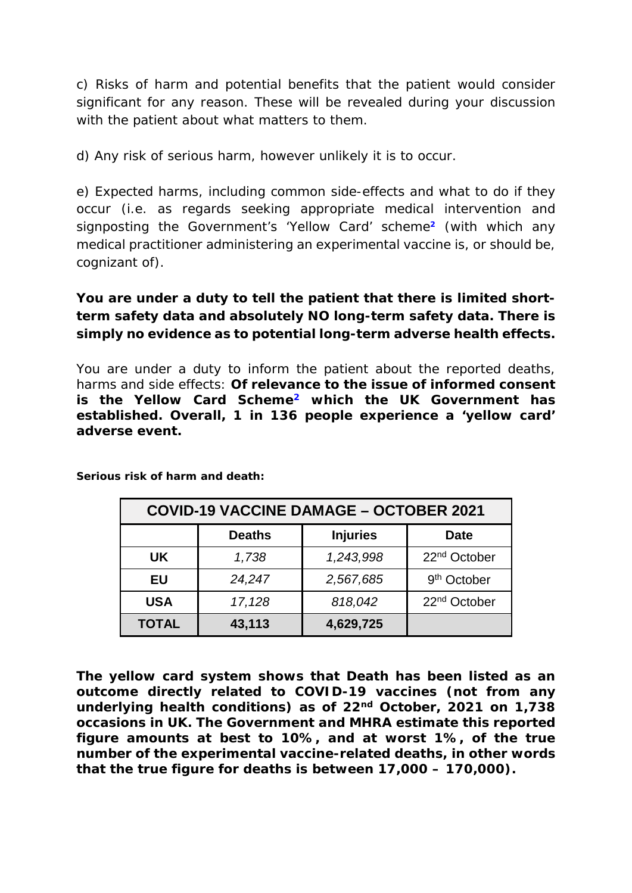c) Risks of harm and potential benefits that the patient would consider significant for any reason. These will be revealed during your discussion with the patient about what matters to them.

d) Any risk of serious harm, however unlikely it is to occur.

e) Expected harms, including common side-effects and what to do if they occur (i.e. as regards seeking appropriate medical intervention and signposting the Government's 'Yellow Card' scheme[2] (with which any medical practitioner administering an experimental vaccine is, or should be, cognizant of).

**You are under a duty to tell the patient that there is limited short-term safety data and absolutely NO long-term safety data. There is simply no evidence as to potential long-term adverse health effects.**

You are under a duty to inform the patient about the reported deaths, harms and side effects: **Of relevance to the issue of informed consent is the Yellow Card Scheme[2] which the UK Government has established. Overall, 1 in 136 people experience a 'yellow card' adverse event.**

**Serious risk of harm and death:**

| COVID-19 VACCINE DAMAGE – OCTOBER 2021 | | | |
|---|---|---|---|
| | **Deaths** | **Injuries** | **Date** |
| **UK** | *1,738* | *1,243,998* | 22nd October |
| **EU** | *24,247* | *2,567,685* | 9th October |
| **USA** | *17,128* | *818,042* | 22nd October |
| **TOTAL** | **43,113** | **4,629,725** | |

**The yellow card system shows that Death has been listed as an outcome directly related to COVID-19 vaccines (not from any underlying health conditions) as of 22nd October, 2021 on 1,738 occasions in UK. The Government and MHRA estimate this reported figure amounts at best to 10%, and at worst 1%, of the true number of the experimental vaccine-related deaths, in other words that the true figure for deaths is between 17,000 – 170,000).**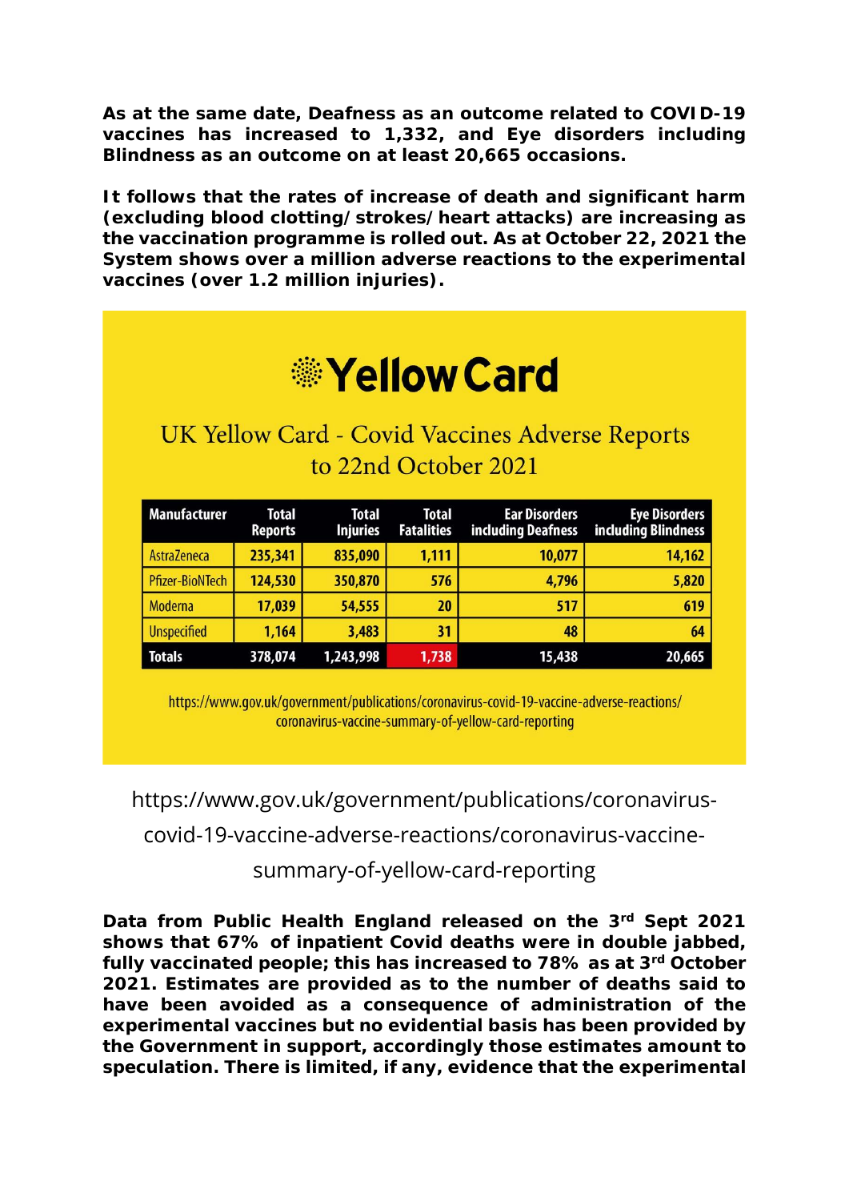**As at the same date, Deafness as an outcome related to COVID-19 vaccines has increased to 1,332, and Eye disorders including Blindness as an outcome on at least 20,665 occasions.**

**It follows that the rates of increase of death and significant harm (excluding blood clotting/ strokes/ heart attacks) are increasing as the vaccination programme is rolled out. As at October 22, 2021 the System shows over a million adverse reactions to the experimental vaccines (over 1.2 million injuries).**

# Yellow Card

## UK Yellow Card - Covid Vaccines Adverse Reports to 22nd October 2021

| Manufacturer | Total Reports | Total Injuries | Total Fatalities | Ear Disorders including Deafness | Eye Disorders including Blindness |
|---|---|---|---|---|---|
| AstraZeneca | 235,341 | 835,090 | 1,111 | 10,077 | 14,162 |
| Pfizer-BioNTech | 124,530 | 350,870 | 576 | 4,796 | 5,820 |
| Moderna | 17,039 | 54,555 | 20 | 517 | 619 |
| Unspecified | 1,164 | 3,483 | 31 | 48 | 64 |
| Totals | 378,074 | 1,243,998 | 1,738 | 15,438 | 20,665 |

https://www.gov.uk/government/publications/coronavirus-covid-19-vaccine-adverse-reactions/coronavirus-vaccine-summary-of-yellow-card-reporting

https://www.gov.uk/government/publications/coronavirus-covid-19-vaccine-adverse-reactions/coronavirus-vaccine-summary-of-yellow-card-reporting

**Data from Public Health England released on the 3rd Sept 2021 shows that 67% of inpatient Covid deaths were in double jabbed, fully vaccinated people; this has increased to 78% as at 3rd October 2021. Estimates are provided as to the number of deaths said to have been avoided as a consequence of administration of the experimental vaccines but no evidential basis has been provided by the Government in support, accordingly those estimates amount to speculation. There is limited, if any, evidence that the experimental**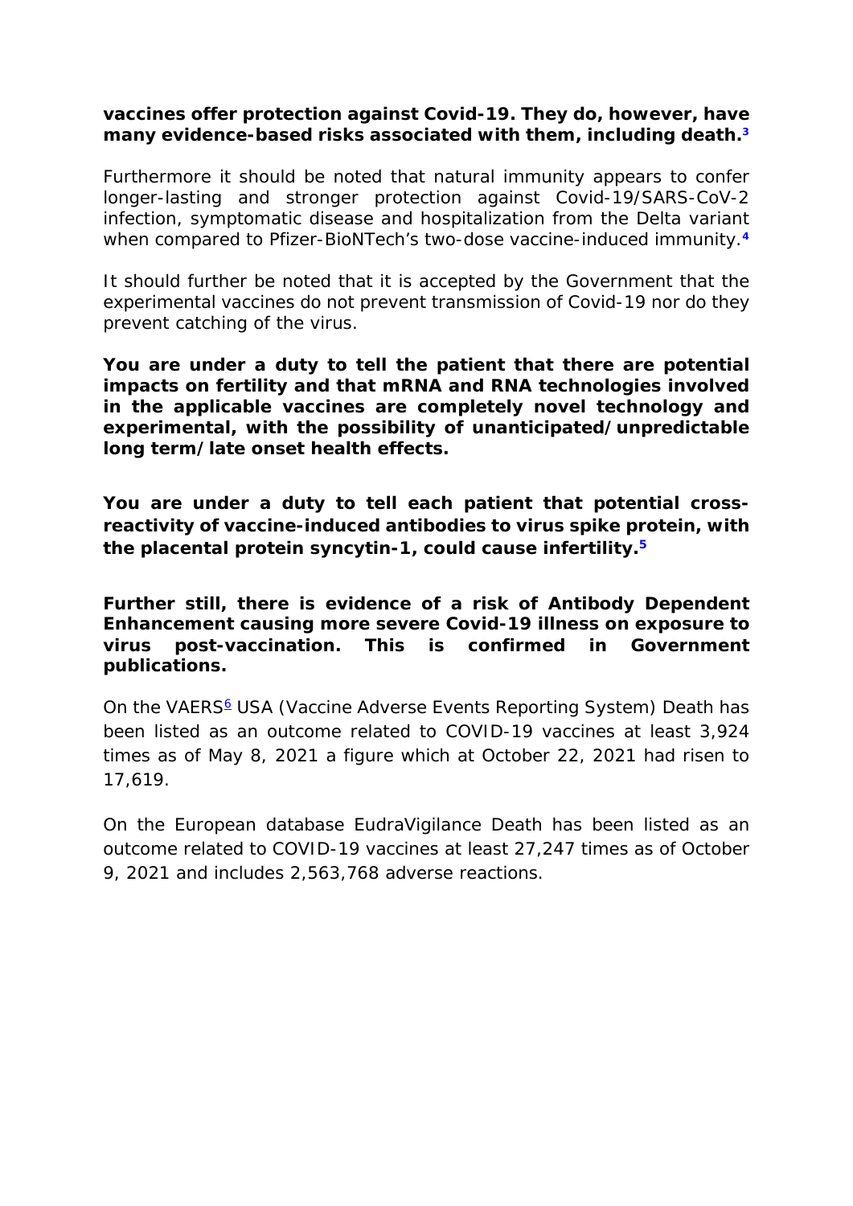**vaccines offer protection against Covid-19. They do, however, have many evidence-based risks associated with them, including death.[3]**

Furthermore it should be noted that natural immunity appears to confer longer-lasting and stronger protection against Covid-19/SARS-CoV-2 infection, symptomatic disease and hospitalization from the Delta variant when compared to Pfizer-BioNTech's two-dose vaccine-induced immunity.[4]

It should further be noted that it is accepted by the Government that the experimental vaccines do not prevent transmission of Covid-19 nor do they prevent catching of the virus.

**You are under a duty to tell the patient that there are potential impacts on fertility and that mRNA and RNA technologies involved in the applicable vaccines are completely novel technology and experimental, with the possibility of unanticipated/unpredictable long term/late onset health effects.**

**You are under a duty to tell each patient that potential cross-reactivity of vaccine-induced antibodies to virus spike protein, with the placental protein syncytin-1, could cause infertility.[5]**

**Further still, there is evidence of a risk of Antibody Dependent Enhancement causing more severe Covid-19 illness on exposure to virus post-vaccination. This is confirmed in Government publications.**

On the VAERS[6] USA (Vaccine Adverse Events Reporting System) Death has been listed as an outcome related to COVID-19 vaccines at least 3,924 times as of May 8, 2021 a figure which at October 22, 2021 had risen to 17,619.

On the European database EudraVigilance Death has been listed as an outcome related to COVID-19 vaccines at least 27,247 times as of October 9, 2021 and includes 2,563,768 adverse reactions.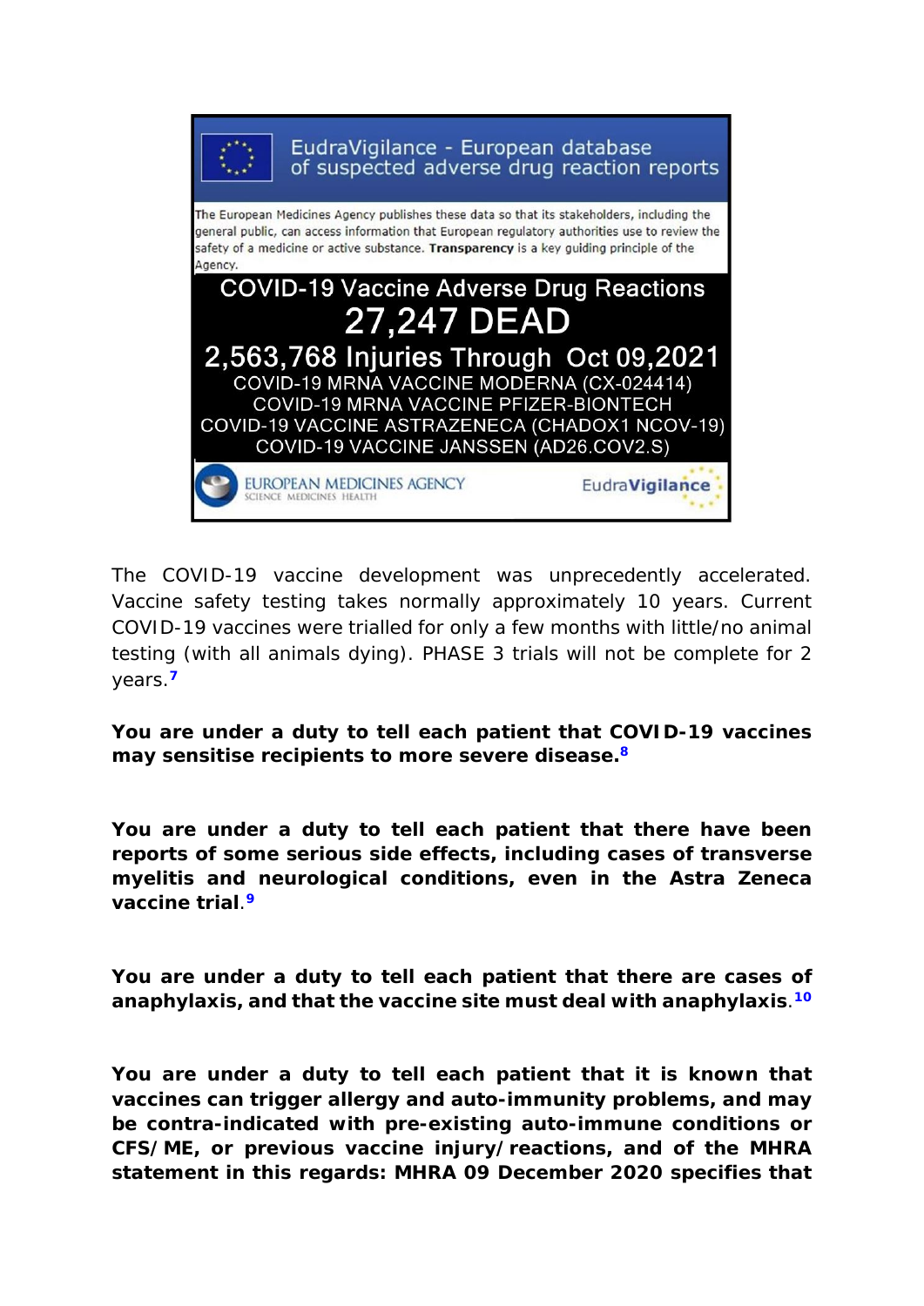EudraVigilance - European database of suspected adverse drug reaction reports

The European Medicines Agency publishes these data so that its stakeholders, including the general public, can access information that European regulatory authorities use to review the safety of a medicine or active substance. **Transparency** is a key guiding principle of the Agency.

COVID-19 Vaccine Adverse Drug Reactions

27,247 DEAD

2,563,768 Injuries Through Oct 09,2021

COVID-19 MRNA VACCINE MODERNA (CX-024414)
COVID-19 MRNA VACCINE PFIZER-BIONTECH
COVID-19 VACCINE ASTRAZENECA (CHADOX1 NCOV-19)
COVID-19 VACCINE JANSSEN (AD26.COV2.S)

EUROPEAN MEDICINES AGENCY
SCIENCE MEDICINES HEALTH

EudraVigilance

The COVID-19 vaccine development was unprecedently accelerated. Vaccine safety testing takes normally approximately 10 years. Current COVID-19 vaccines were trialled for only a few months with little/no animal testing (with all animals dying). PHASE 3 trials will not be complete for 2 years.[7]

**You are under a duty to tell each patient that COVID-19 vaccines may sensitise recipients to more severe disease.**[8]

**You are under a duty to tell each patient that there have been reports of some serious side effects, including cases of transverse myelitis and neurological conditions, even in the Astra Zeneca vaccine trial**.[9]

**You are under a duty to tell each patient that there are cases of anaphylaxis, and that the vaccine site must deal with anaphylaxis**.[10]

**You are under a duty to tell each patient that it is known that vaccines can trigger allergy and auto-immunity problems, and may be contra-indicated with pre-existing auto-immune conditions or CFS/ME, or previous vaccine injury/reactions, and of the MHRA statement in this regards: MHRA 09 December 2020 specifies that**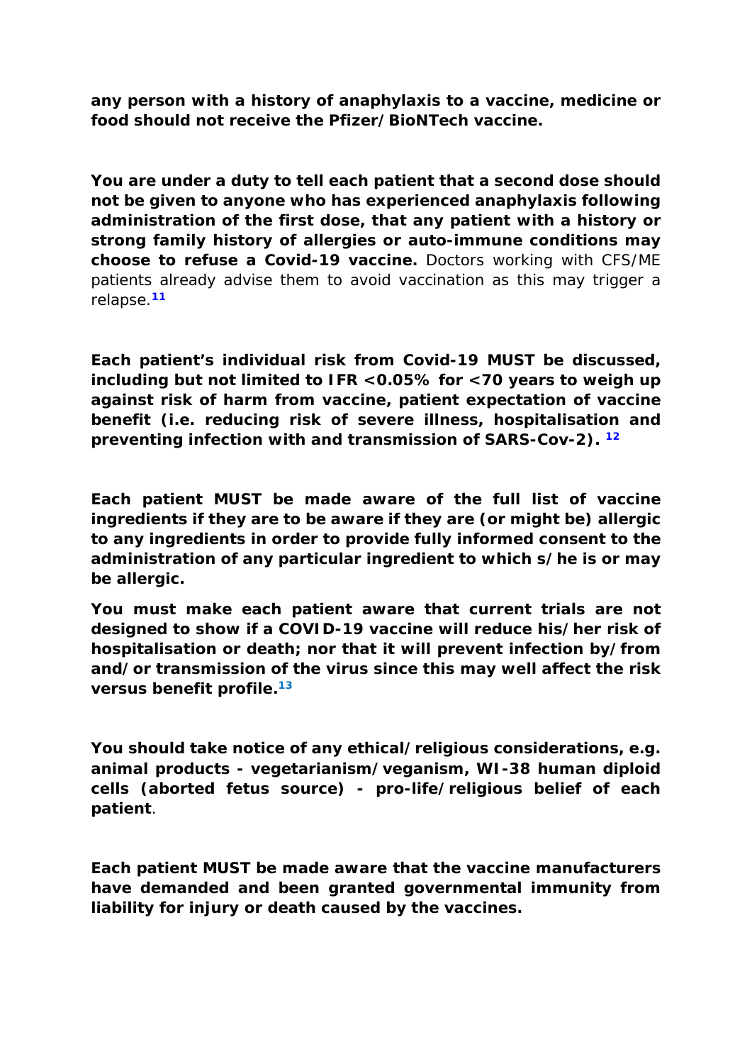**any person with a history of anaphylaxis to a vaccine, medicine or food should not receive the Pfizer/BioNTech vaccine.**

**You are under a duty to tell each patient that a second dose should not be given to anyone who has experienced anaphylaxis following administration of the first dose, that any patient with a history or strong family history of allergies or auto-immune conditions may choose to refuse a Covid-19 vaccine.** Doctors working with CFS/ME patients already advise them to avoid vaccination as this may trigger a relapse.[11]

**Each patient's individual risk from Covid-19 MUST be discussed, including but not limited to IFR <0.05% for <70 years to weigh up against risk of harm from vaccine, patient expectation of vaccine benefit (i.e. reducing risk of severe illness, hospitalisation and preventing infection with and transmission of SARS-Cov-2).** [12]

**Each patient MUST be made aware of the full list of vaccine ingredients if they are to be aware if they are (or might be) allergic to any ingredients in order to provide fully informed consent to the administration of any particular ingredient to which s/he is or may be allergic.**

**You must make each patient aware that current trials are not designed to show if a COVID-19 vaccine will reduce his/her risk of hospitalisation or death; nor that it will prevent infection by/from and/or transmission of the virus since this may well affect the risk versus benefit profile.**[13]

**You should take notice of any ethical/religious considerations, e.g. animal products - vegetarianism/veganism, WI-38 human diploid cells (aborted fetus source) - pro-life/religious belief of each patient**.

**Each patient MUST be made aware that the vaccine manufacturers have demanded and been granted governmental immunity from liability for injury or death caused by the vaccines.**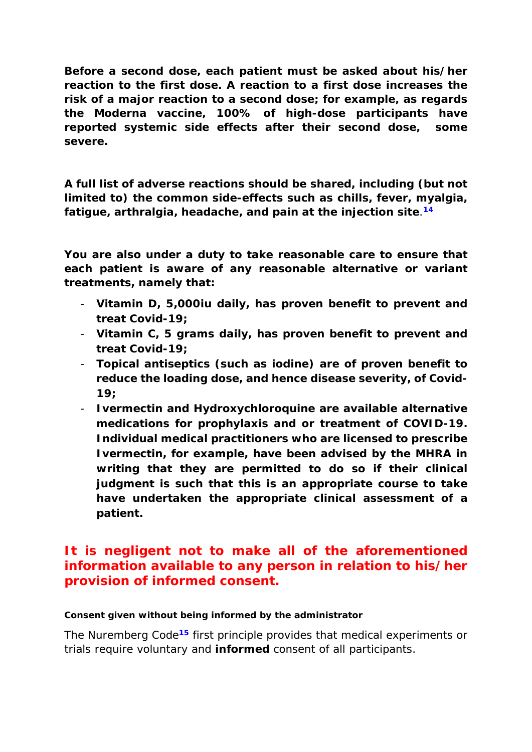**Before a second dose, each patient must be asked about his/her reaction to the first dose. A reaction to a first dose increases the risk of a major reaction to a second dose; for example, as regards the Moderna vaccine, 100% of high-dose participants have reported systemic side effects after their second dose, some severe.**

**A full list of adverse reactions should be shared, including (but not limited to) the common side-effects such as chills, fever, myalgia, fatigue, arthralgia, headache, and pain at the injection site**.[14]

**You are also under a duty to take reasonable care to ensure that each patient is aware of any reasonable alternative or variant treatments, namely that:**

- **Vitamin D, 5,000iu daily, has proven benefit to prevent and treat Covid-19;**
- **Vitamin C, 5 grams daily, has proven benefit to prevent and treat Covid-19;**
- **Topical antiseptics (such as iodine) are of proven benefit to reduce the loading dose, and hence disease severity, of Covid-19;**
- **Ivermectin and Hydroxychloroquine are available alternative medications for prophylaxis and or treatment of COVID-19. Individual medical practitioners who are licensed to prescribe Ivermectin, for example, have been advised by the MHRA in writing that they are permitted to do so if their clinical judgment is such that this is an appropriate course to take have undertaken the appropriate clinical assessment of a patient.**

**It is negligent not to make all of the aforementioned information available to any person in relation to his/her provision of informed consent.**

**Consent given without being informed by the administrator**

The Nuremberg Code[15] first principle provides that medical experiments or trials require voluntary and **informed** consent of all participants.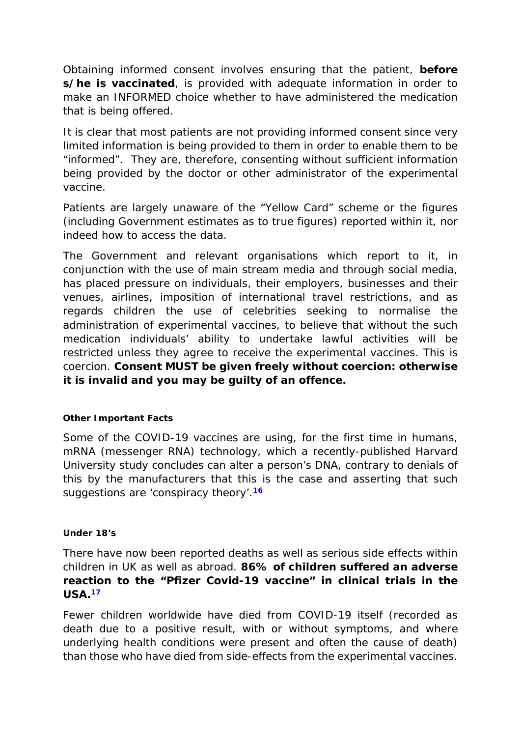Obtaining informed consent involves ensuring that the patient, **before s/he is vaccinated**, is provided with adequate information in order to make an INFORMED choice whether to have administered the medication that is being offered.

It is clear that most patients are not providing informed consent since very limited information is being provided to them in order to enable them to be "informed". They are, therefore, consenting without sufficient information being provided by the doctor or other administrator of the experimental vaccine.

Patients are largely unaware of the "Yellow Card" scheme or the figures (including Government estimates as to true figures) reported within it, nor indeed how to access the data.

The Government and relevant organisations which report to it, in conjunction with the use of main stream media and through social media, has placed pressure on individuals, their employers, businesses and their venues, airlines, imposition of international travel restrictions, and as regards children the use of celebrities seeking to normalise the administration of experimental vaccines, to believe that without the such medication individuals' ability to undertake lawful activities will be restricted unless they agree to receive the experimental vaccines. This is coercion. **Consent MUST be given freely without coercion: otherwise it is invalid and you may be guilty of an offence.**

#### Other Important Facts

Some of the COVID-19 vaccines are using, for the first time in humans, mRNA (messenger RNA) technology, which a recently-published Harvard University study concludes can alter a person's DNA, contrary to denials of this by the manufacturers that this is the case and asserting that such suggestions are 'conspiracy theory'.[16]

#### Under 18's

There have now been reported deaths as well as serious side effects within children in UK as well as abroad. **86% of children suffered an adverse reaction to the "Pfizer Covid-19 vaccine" in clinical trials in the USA.**[17]

Fewer children worldwide have died from COVID-19 itself (recorded as death due to a positive result, with or without symptoms, and where underlying health conditions were present and often the cause of death) than those who have died from side-effects from the experimental vaccines.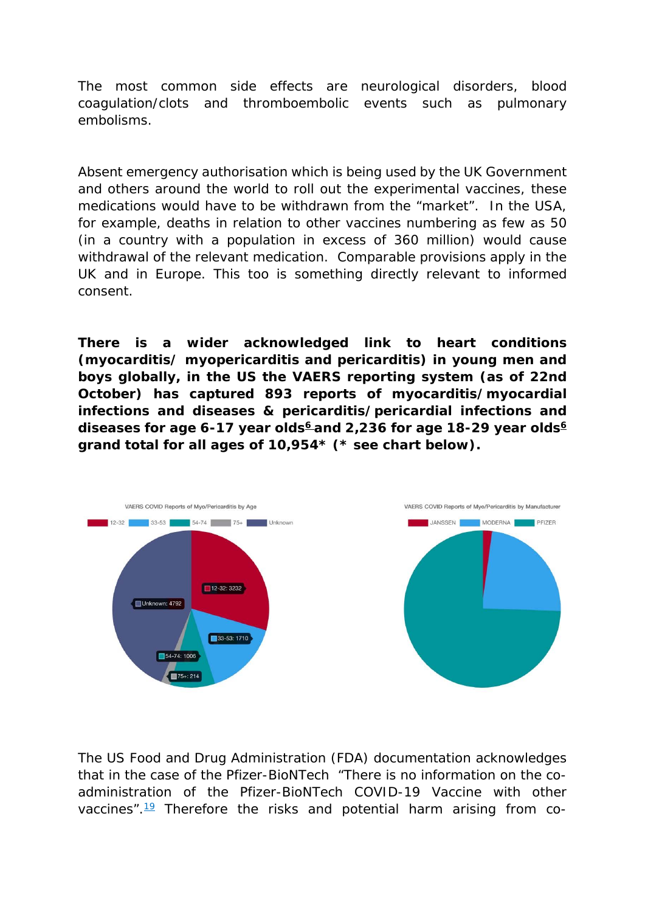The most common side effects are neurological disorders, blood coagulation/clots and thromboembolic events such as pulmonary embolisms.

Absent emergency authorisation which is being used by the UK Government and others around the world to roll out the experimental vaccines, these medications would have to be withdrawn from the “market”. In the USA, for example, deaths in relation to other vaccines numbering as few as 50 (in a country with a population in excess of 360 million) would cause withdrawal of the relevant medication. Comparable provisions apply in the UK and in Europe. This too is something directly relevant to informed consent.

**There is a wider acknowledged link to heart conditions (myocarditis/ myopericarditis and pericarditis) in young men and boys globally, in the US the VAERS reporting system (as of 22nd October) has captured 893 reports of myocarditis/myocardial infections and diseases & pericarditis/pericardial infections and diseases for age 6-17 year olds[6] and 2,236 for age 18-29 year olds[6] grand total for all ages of 10,954* (* see chart below).**

The US Food and Drug Administration (FDA) documentation acknowledges that in the case of the Pfizer-BioNTech “There is no information on the co-administration of the Pfizer-BioNTech COVID-19 Vaccine with other vaccines”.[19] Therefore the risks and potential harm arising from co-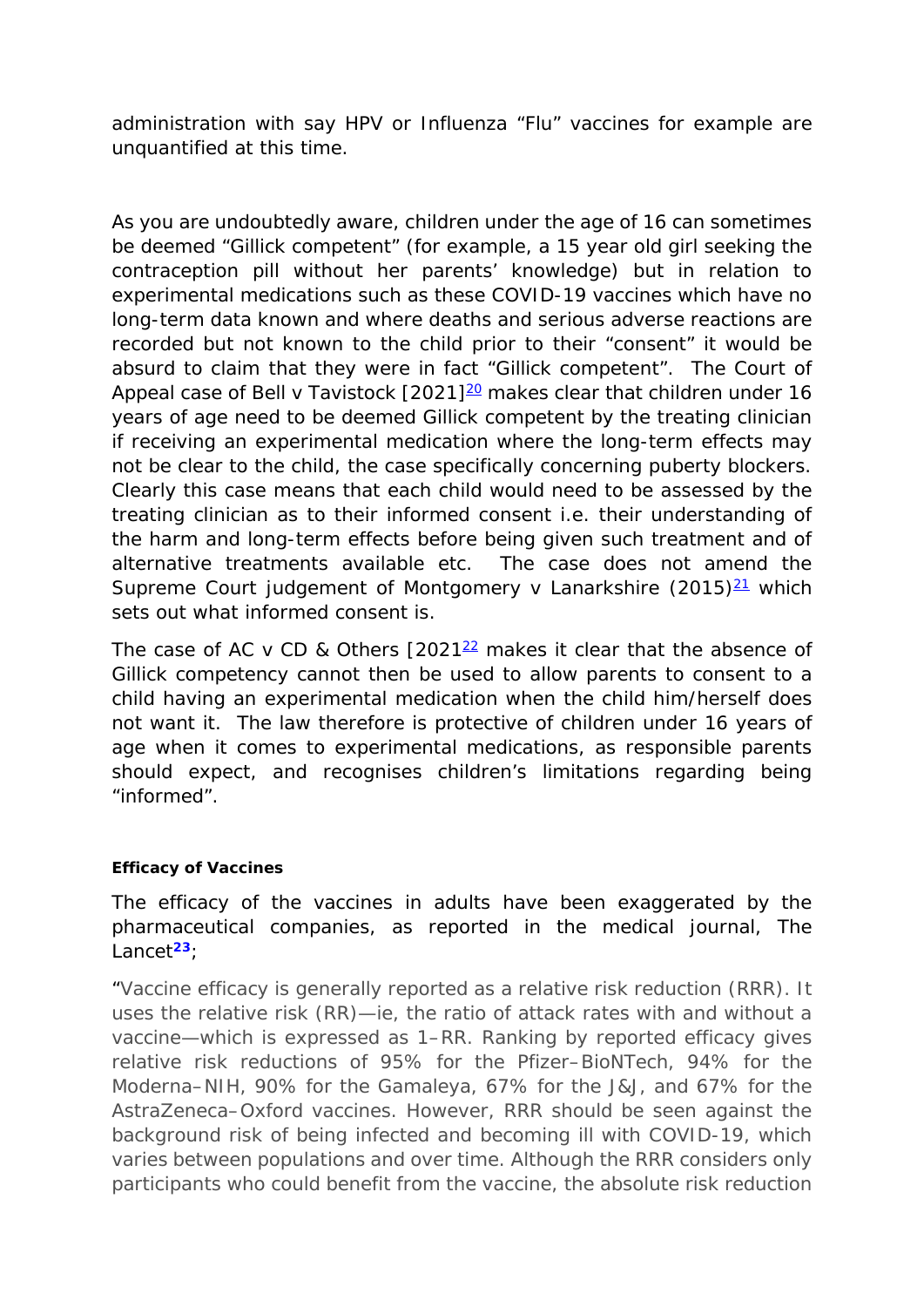administration with say HPV or Influenza "Flu" vaccines for example are unquantified at this time.

As you are undoubtedly aware, children under the age of 16 can sometimes be deemed "Gillick competent" (for example, a 15 year old girl seeking the contraception pill without her parents' knowledge) but in relation to experimental medications such as these COVID-19 vaccines which have no long-term data known and where deaths and serious adverse reactions are recorded but not known to the child prior to their "consent" it would be absurd to claim that they were in fact "Gillick competent". The Court of Appeal case of Bell v Tavistock [2021][20] makes clear that children under 16 years of age need to be deemed Gillick competent by the treating clinician if receiving an experimental medication where the long-term effects may not be clear to the child, the case specifically concerning puberty blockers. Clearly this case means that each child would need to be assessed by the treating clinician as to their informed consent i.e. their understanding of the harm and long-term effects before being given such treatment and of alternative treatments available etc. The case does not amend the Supreme Court judgement of Montgomery v Lanarkshire (2015)[21] which sets out what informed consent is.

The case of AC v CD & Others [2021[22] makes it clear that the absence of Gillick competency cannot then be used to allow parents to consent to a child having an experimental medication when the child him/herself does not want it. The law therefore is protective of children under 16 years of age when it comes to experimental medications, as responsible parents should expect, and recognises children's limitations regarding being "informed".

**Efficacy of Vaccines**

The efficacy of the vaccines in adults have been exaggerated by the pharmaceutical companies, as reported in the medical journal, The Lancet[23];

"Vaccine efficacy is generally reported as a relative risk reduction (RRR). It uses the relative risk (RR)—ie, the ratio of attack rates with and without a vaccine—which is expressed as 1–RR. Ranking by reported efficacy gives relative risk reductions of 95% for the Pfizer–BioNTech, 94% for the Moderna–NIH, 90% for the Gamaleya, 67% for the J&J, and 67% for the AstraZeneca–Oxford vaccines. However, RRR should be seen against the background risk of being infected and becoming ill with COVID-19, which varies between populations and over time. Although the RRR considers only participants who could benefit from the vaccine, the absolute risk reduction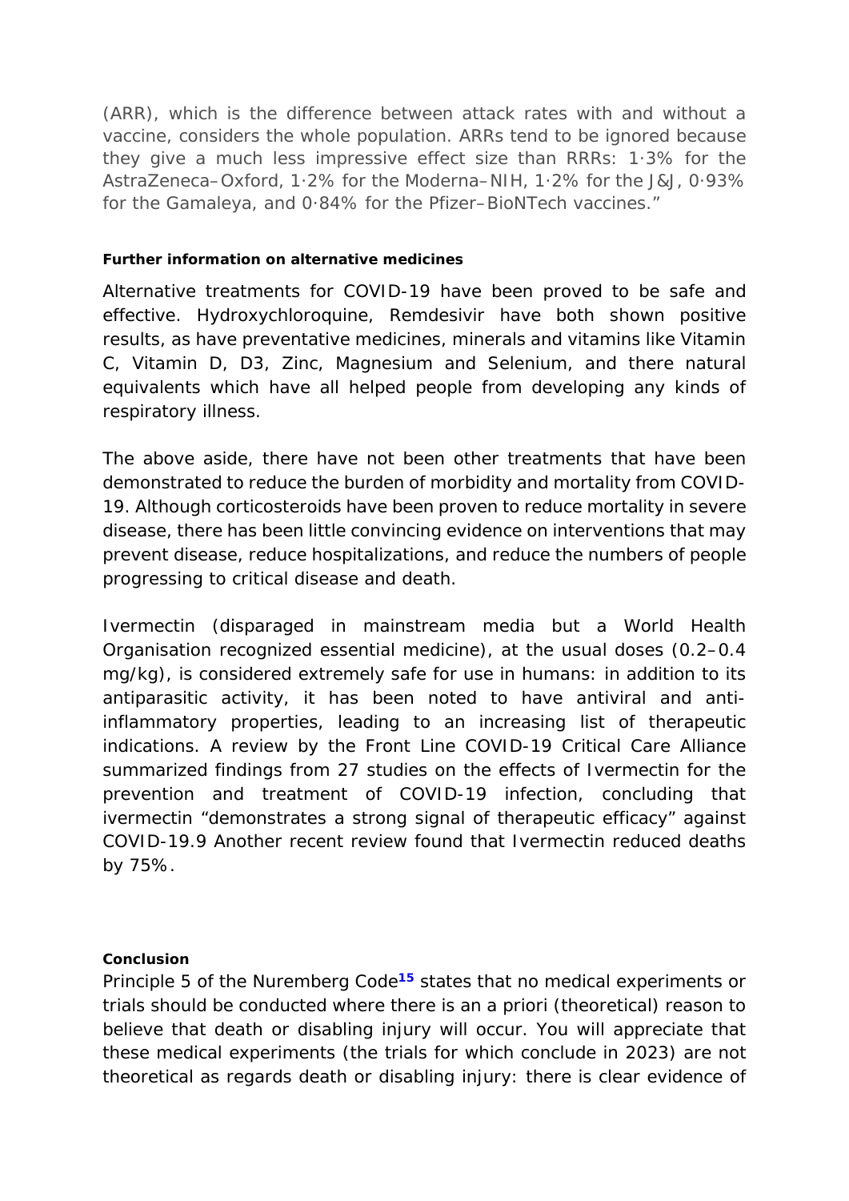(ARR), which is the difference between attack rates with and without a vaccine, considers the whole population. ARRs tend to be ignored because they give a much less impressive effect size than RRRs: 1·3% for the AstraZeneca–Oxford, 1·2% for the Moderna–NIH, 1·2% for the J&J, 0·93% for the Gamaleya, and 0·84% for the Pfizer–BioNTech vaccines."

**Further information on alternative medicines**

Alternative treatments for COVID-19 have been proved to be safe and effective. Hydroxychloroquine, Remdesivir have both shown positive results, as have preventative medicines, minerals and vitamins like Vitamin C, Vitamin D, D3, Zinc, Magnesium and Selenium, and there natural equivalents which have all helped people from developing any kinds of respiratory illness.

The above aside, there have not been other treatments that have been demonstrated to reduce the burden of morbidity and mortality from COVID-19. Although corticosteroids have been proven to reduce mortality in severe disease, there has been little convincing evidence on interventions that may prevent disease, reduce hospitalizations, and reduce the numbers of people progressing to critical disease and death.

Ivermectin (disparaged in mainstream media but a World Health Organisation recognized essential medicine), at the usual doses (0.2–0.4 mg/kg), is considered extremely safe for use in humans: in addition to its antiparasitic activity, it has been noted to have antiviral and anti-inflammatory properties, leading to an increasing list of therapeutic indications. A review by the Front Line COVID-19 Critical Care Alliance summarized findings from 27 studies on the effects of Ivermectin for the prevention and treatment of COVID-19 infection, concluding that ivermectin "demonstrates a strong signal of therapeutic efficacy" against COVID-19.9 Another recent review found that Ivermectin reduced deaths by 75%.

**Conclusion**

Principle 5 of the Nuremberg Code[15] states that no medical experiments or trials should be conducted where there is an a priori (theoretical) reason to believe that death or disabling injury will occur. You will appreciate that these medical experiments (the trials for which conclude in 2023) are not theoretical as regards death or disabling injury: there is clear evidence of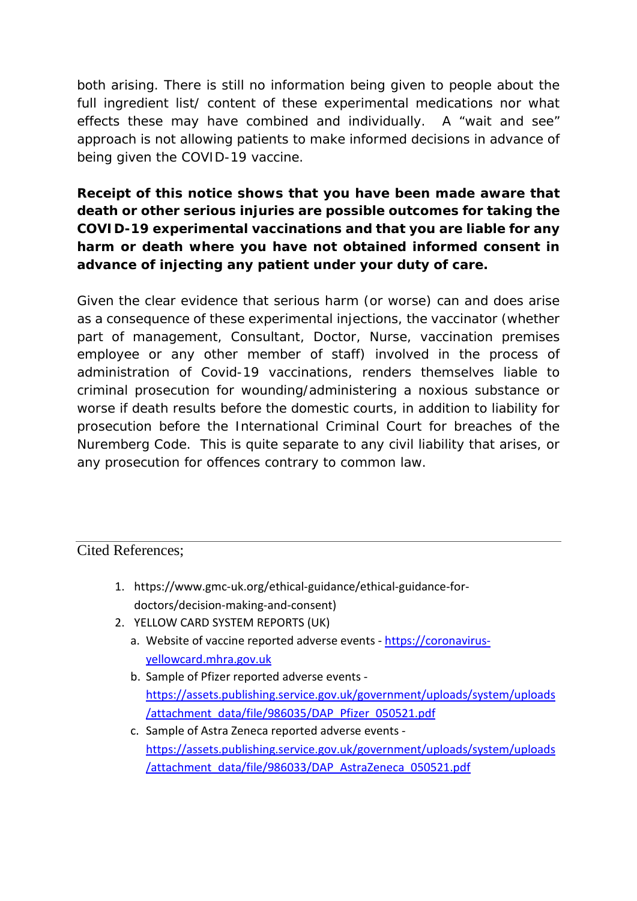both arising. There is still no information being given to people about the full ingredient list/ content of these experimental medications nor what effects these may have combined and individually. A "wait and see" approach is not allowing patients to make informed decisions in advance of being given the COVID-19 vaccine.

**Receipt of this notice shows that you have been made aware that death or other serious injuries are possible outcomes for taking the COVID-19 experimental vaccinations and that you are liable for any harm or death where you have not obtained informed consent in advance of injecting any patient under your duty of care.**

Given the clear evidence that serious harm (or worse) can and does arise as a consequence of these experimental injections, the vaccinator (whether part of management, Consultant, Doctor, Nurse, vaccination premises employee or any other member of staff) involved in the process of administration of Covid-19 vaccinations, renders themselves liable to criminal prosecution for wounding/administering a noxious substance or worse if death results before the domestic courts, in addition to liability for prosecution before the International Criminal Court for breaches of the Nuremberg Code. This is quite separate to any civil liability that arises, or any prosecution for offences contrary to common law.

---

Cited References;

1. https://www.gmc-uk.org/ethical-guidance/ethical-guidance-for-doctors/decision-making-and-consent)
2. YELLOW CARD SYSTEM REPORTS (UK)
   a. Website of vaccine reported adverse events - https://coronavirus-yellowcard.mhra.gov.uk
   b. Sample of Pfizer reported adverse events - https://assets.publishing.service.gov.uk/government/uploads/system/uploads/attachment_data/file/986035/DAP_Pfizer_050521.pdf
   c. Sample of Astra Zeneca reported adverse events - https://assets.publishing.service.gov.uk/government/uploads/system/uploads/attachment_data/file/986033/DAP_AstraZeneca_050521.pdf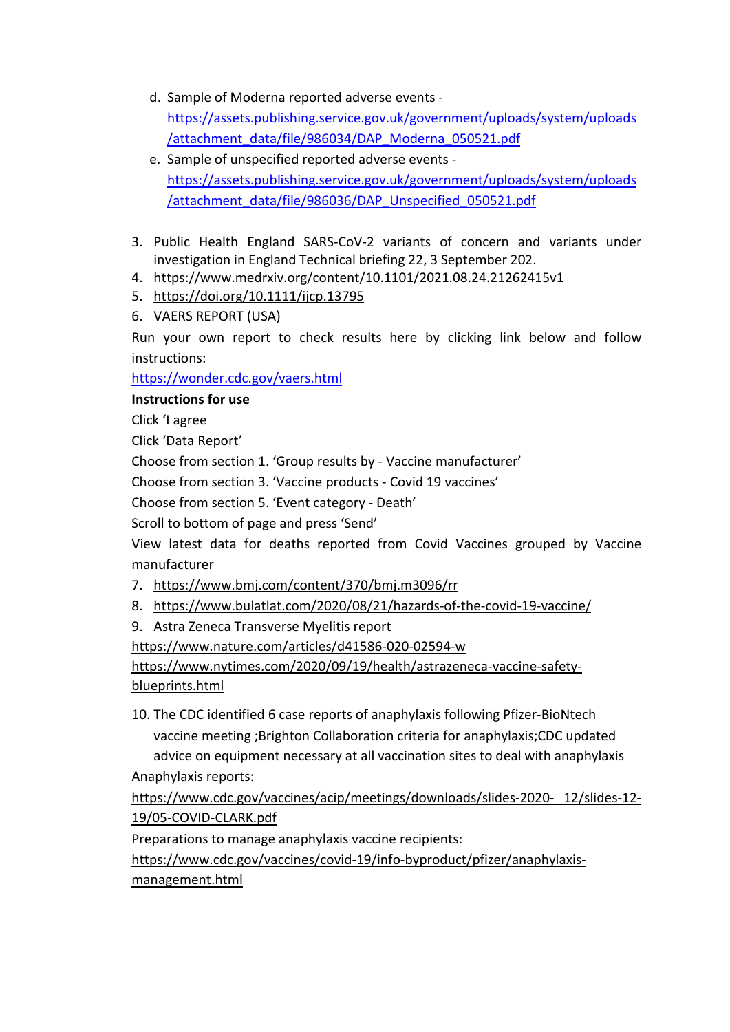d. Sample of Moderna reported adverse events - https://assets.publishing.service.gov.uk/government/uploads/system/uploads/attachment_data/file/986034/DAP_Moderna_050521.pdf
   e. Sample of unspecified reported adverse events - https://assets.publishing.service.gov.uk/government/uploads/system/uploads/attachment_data/file/986036/DAP_Unspecified_050521.pdf

3. Public Health England SARS-CoV-2 variants of concern and variants under investigation in England Technical briefing 22, 3 September 202.
4. https://www.medrxiv.org/content/10.1101/2021.08.24.21262415v1
5. https://doi.org/10.1111/ijcp.13795
6. VAERS REPORT (USA)

Run your own report to check results here by clicking link below and follow instructions:

https://wonder.cdc.gov/vaers.html

**Instructions for use**

Click 'I agree

Click 'Data Report'

Choose from section 1. 'Group results by - Vaccine manufacturer'

Choose from section 3. 'Vaccine products - Covid 19 vaccines'

Choose from section 5. 'Event category - Death'

Scroll to bottom of page and press 'Send'

View latest data for deaths reported from Covid Vaccines grouped by Vaccine manufacturer

7. https://www.bmj.com/content/370/bmj.m3096/rr
8. https://www.bulatlat.com/2020/08/21/hazards-of-the-covid-19-vaccine/
9. Astra Zeneca Transverse Myelitis report

https://www.nature.com/articles/d41586-020-02594-w

https://www.nytimes.com/2020/09/19/health/astrazeneca-vaccine-safety-blueprints.html

10. The CDC identified 6 case reports of anaphylaxis following Pfizer-BioNtech vaccine meeting ;Brighton Collaboration criteria for anaphylaxis;CDC updated advice on equipment necessary at all vaccination sites to deal with anaphylaxis

Anaphylaxis reports:

https://www.cdc.gov/vaccines/acip/meetings/downloads/slides-2020- 12/slides-12-19/05-COVID-CLARK.pdf

Preparations to manage anaphylaxis vaccine recipients:

https://www.cdc.gov/vaccines/covid-19/info-byproduct/pfizer/anaphylaxis-management.html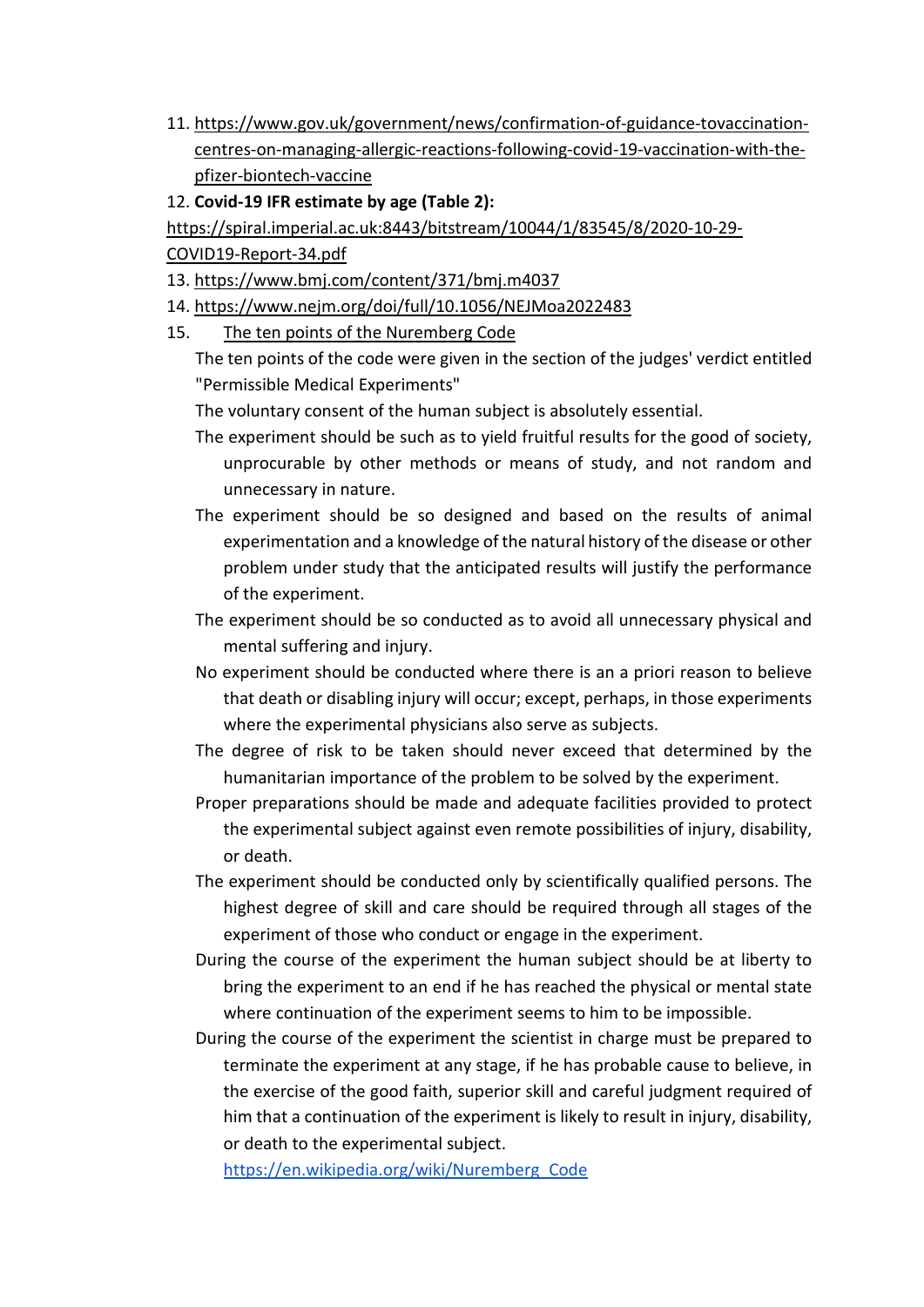11. https://www.gov.uk/government/news/confirmation-of-guidance-tovaccination-centres-on-managing-allergic-reactions-following-covid-19-vaccination-with-the-pfizer-biontech-vaccine
12. **Covid-19 IFR estimate by age (Table 2):** https://spiral.imperial.ac.uk:8443/bitstream/10044/1/83545/8/2020-10-29-COVID19-Report-34.pdf
13. https://www.bmj.com/content/371/bmj.m4037
14. https://www.nejm.org/doi/full/10.1056/NEJMoa2022483
15. The ten points of the Nuremberg Code

    The ten points of the code were given in the section of the judges' verdict entitled "Permissible Medical Experiments"

    The voluntary consent of the human subject is absolutely essential.

    The experiment should be such as to yield fruitful results for the good of society, unprocurable by other methods or means of study, and not random and unnecessary in nature.

    The experiment should be so designed and based on the results of animal experimentation and a knowledge of the natural history of the disease or other problem under study that the anticipated results will justify the performance of the experiment.

    The experiment should be so conducted as to avoid all unnecessary physical and mental suffering and injury.

    No experiment should be conducted where there is an a priori reason to believe that death or disabling injury will occur; except, perhaps, in those experiments where the experimental physicians also serve as subjects.

    The degree of risk to be taken should never exceed that determined by the humanitarian importance of the problem to be solved by the experiment.

    Proper preparations should be made and adequate facilities provided to protect the experimental subject against even remote possibilities of injury, disability, or death.

    The experiment should be conducted only by scientifically qualified persons. The highest degree of skill and care should be required through all stages of the experiment of those who conduct or engage in the experiment.

    During the course of the experiment the human subject should be at liberty to bring the experiment to an end if he has reached the physical or mental state where continuation of the experiment seems to him to be impossible.

    During the course of the experiment the scientist in charge must be prepared to terminate the experiment at any stage, if he has probable cause to believe, in the exercise of the good faith, superior skill and careful judgment required of him that a continuation of the experiment is likely to result in injury, disability, or death to the experimental subject.

    https://en.wikipedia.org/wiki/Nuremberg_Code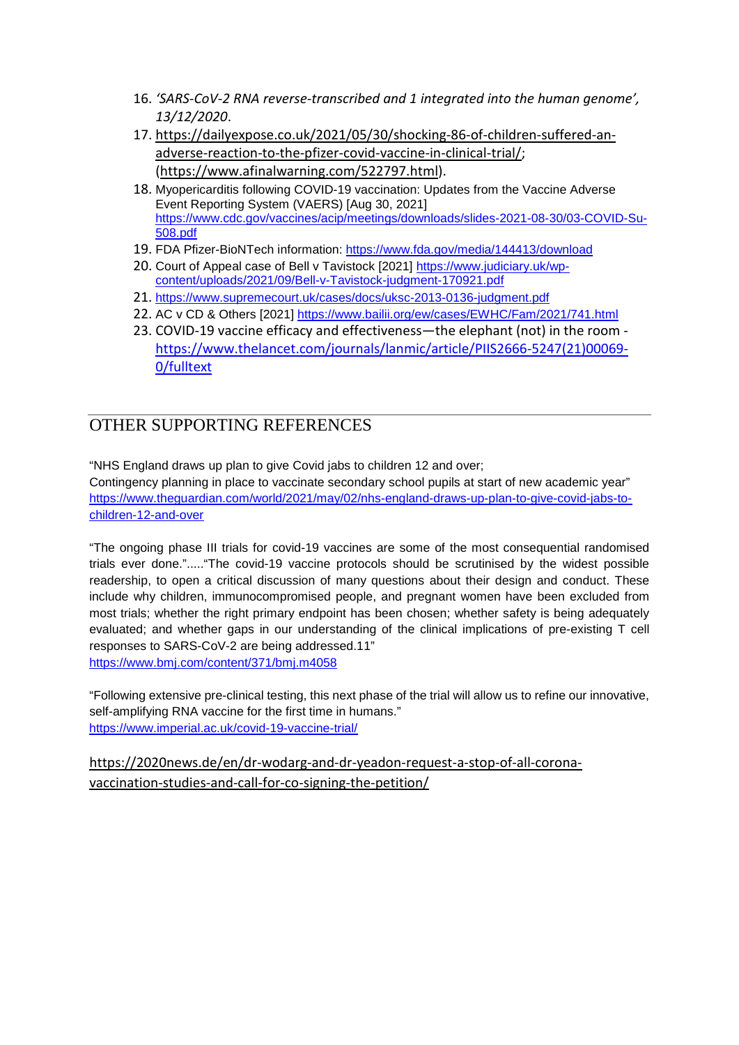16. *'SARS-CoV-2 RNA reverse-transcribed and 1 integrated into the human genome', 13/12/2020*.
17. https://dailyexpose.co.uk/2021/05/30/shocking-86-of-children-suffered-an-adverse-reaction-to-the-pfizer-covid-vaccine-in-clinical-trial/; (https://www.afinalwarning.com/522797.html).
18. Myopericarditis following COVID-19 vaccination: Updates from the Vaccine Adverse Event Reporting System (VAERS) [Aug 30, 2021] https://www.cdc.gov/vaccines/acip/meetings/downloads/slides-2021-08-30/03-COVID-Su-508.pdf
19. FDA Pfizer-BioNTech information: https://www.fda.gov/media/144413/download
20. Court of Appeal case of Bell v Tavistock [2021] https://www.judiciary.uk/wp-content/uploads/2021/09/Bell-v-Tavistock-judgment-170921.pdf
21. https://www.supremecourt.uk/cases/docs/uksc-2013-0136-judgment.pdf
22. AC v CD & Others [2021] https://www.bailii.org/ew/cases/EWHC/Fam/2021/741.html
23. COVID-19 vaccine efficacy and effectiveness—the elephant (not) in the room - https://www.thelancet.com/journals/lanmic/article/PIIS2666-5247(21)00069-0/fulltext

## OTHER SUPPORTING REFERENCES

"NHS England draws up plan to give Covid jabs to children 12 and over;
Contingency planning in place to vaccinate secondary school pupils at start of new academic year"
https://www.theguardian.com/world/2021/may/02/nhs-england-draws-up-plan-to-give-covid-jabs-to-children-12-and-over

"The ongoing phase III trials for covid-19 vaccines are some of the most consequential randomised trials ever done."....."The covid-19 vaccine protocols should be scrutinised by the widest possible readership, to open a critical discussion of many questions about their design and conduct. These include why children, immunocompromised people, and pregnant women have been excluded from most trials; whether the right primary endpoint has been chosen; whether safety is being adequately evaluated; and whether gaps in our understanding of the clinical implications of pre-existing T cell responses to SARS-CoV-2 are being addressed.11"
https://www.bmj.com/content/371/bmj.m4058

"Following extensive pre-clinical testing, this next phase of the trial will allow us to refine our innovative, self-amplifying RNA vaccine for the first time in humans."
https://www.imperial.ac.uk/covid-19-vaccine-trial/

https://2020news.de/en/dr-wodarg-and-dr-yeadon-request-a-stop-of-all-corona-vaccination-studies-and-call-for-co-signing-the-petition/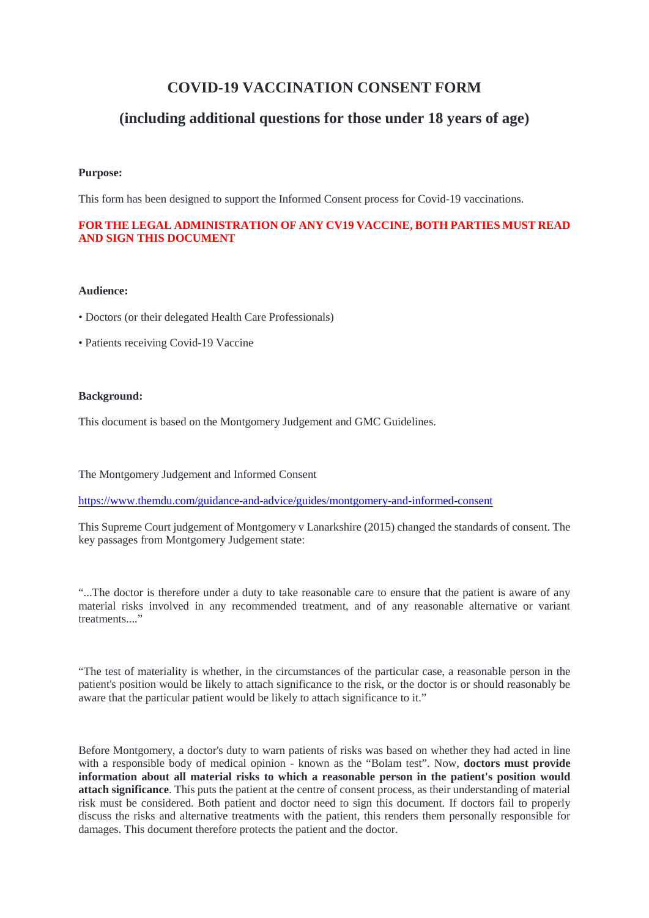# COVID-19 VACCINATION CONSENT FORM

## (including additional questions for those under 18 years of age)

**Purpose:**

This form has been designed to support the Informed Consent process for Covid-19 vaccinations.

**FOR THE LEGAL ADMINISTRATION OF ANY CV19 VACCINE, BOTH PARTIES MUST READ AND SIGN THIS DOCUMENT**

**Audience:**

- Doctors (or their delegated Health Care Professionals)
- Patients receiving Covid-19 Vaccine

**Background:**

This document is based on the Montgomery Judgement and GMC Guidelines.

The Montgomery Judgement and Informed Consent

https://www.themdu.com/guidance-and-advice/guides/montgomery-and-informed-consent

This Supreme Court judgement of Montgomery v Lanarkshire (2015) changed the standards of consent. The key passages from Montgomery Judgement state:

"...The doctor is therefore under a duty to take reasonable care to ensure that the patient is aware of any material risks involved in any recommended treatment, and of any reasonable alternative or variant treatments...."

"The test of materiality is whether, in the circumstances of the particular case, a reasonable person in the patient's position would be likely to attach significance to the risk, or the doctor is or should reasonably be aware that the particular patient would be likely to attach significance to it."

Before Montgomery, a doctor's duty to warn patients of risks was based on whether they had acted in line with a responsible body of medical opinion - known as the "Bolam test". Now, **doctors must provide information about all material risks to which a reasonable person in the patient's position would attach significance**. This puts the patient at the centre of consent process, as their understanding of material risk must be considered. Both patient and doctor need to sign this document. If doctors fail to properly discuss the risks and alternative treatments with the patient, this renders them personally responsible for damages. This document therefore protects the patient and the doctor.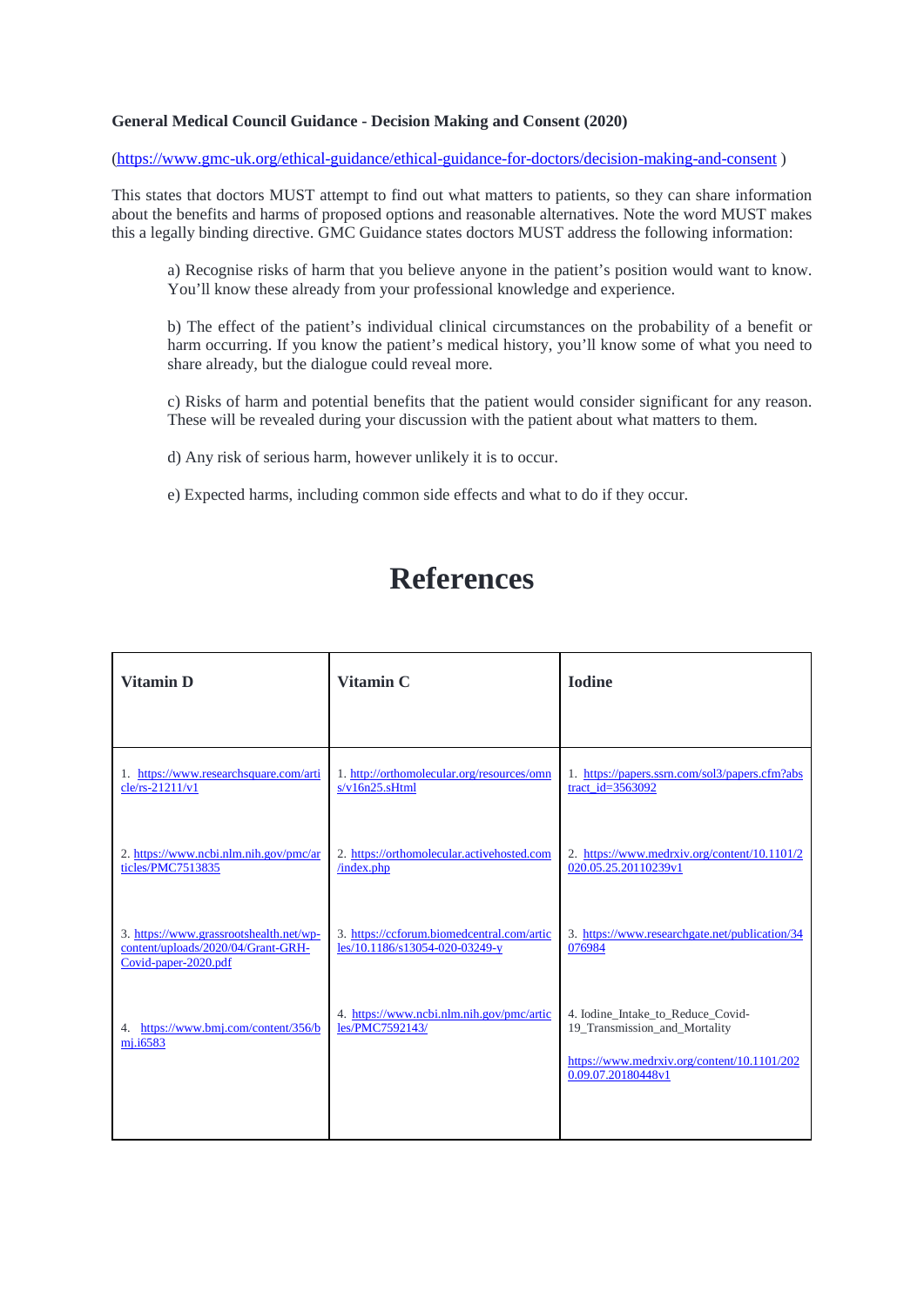**General Medical Council Guidance - Decision Making and Consent (2020)**

(https://www.gmc-uk.org/ethical-guidance/ethical-guidance-for-doctors/decision-making-and-consent )

This states that doctors MUST attempt to find out what matters to patients, so they can share information about the benefits and harms of proposed options and reasonable alternatives. Note the word MUST makes this a legally binding directive. GMC Guidance states doctors MUST address the following information:

> a) Recognise risks of harm that you believe anyone in the patient's position would want to know. You'll know these already from your professional knowledge and experience.
>
> b) The effect of the patient's individual clinical circumstances on the probability of a benefit or harm occurring. If you know the patient's medical history, you'll know some of what you need to share already, but the dialogue could reveal more.
>
> c) Risks of harm and potential benefits that the patient would consider significant for any reason. These will be revealed during your discussion with the patient about what matters to them.
>
> d) Any risk of serious harm, however unlikely it is to occur.
>
> e) Expected harms, including common side effects and what to do if they occur.

# References

| **Vitamin D** | **Vitamin C** | **Iodine** |
|---|---|---|
| 1. https://www.researchsquare.com/article/rs-21211/v1 | 1. http://orthomolecular.org/resources/omns/v16n25.sHtml | 1. https://papers.ssrn.com/sol3/papers.cfm?abstract_id=3563092 |
| 2. https://www.ncbi.nlm.nih.gov/pmc/articles/PMC7513835 | 2. https://orthomolecular.activehosted.com/index.php | 2. https://www.medrxiv.org/content/10.1101/2020.05.25.20110239v1 |
| 3. https://www.grassrootshealth.net/wp-content/uploads/2020/04/Grant-GRH-Covid-paper-2020.pdf | 3. https://ccforum.biomedcentral.com/articles/10.1186/s13054-020-03249-y | 3. https://www.researchgate.net/publication/34076984 |
| 4. https://www.bmj.com/content/356/bmj.i6583 | 4. https://www.ncbi.nlm.nih.gov/pmc/articles/PMC7592143/ | 4. Iodine_Intake_to_Reduce_Covid-19_Transmission_and_Mortality<br>https://www.medrxiv.org/content/10.1101/2020.09.07.20180448v1 |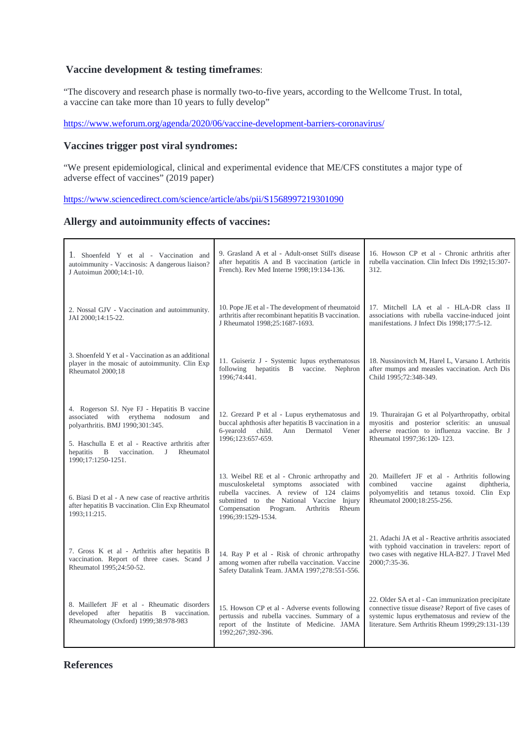**Vaccine development & testing timeframes**:

"The discovery and research phase is normally two-to-five years, according to the Wellcome Trust. In total, a vaccine can take more than 10 years to fully develop"

https://www.weforum.org/agenda/2020/06/vaccine-development-barriers-coronavirus/

## Vaccines trigger post viral syndromes:

"We present epidemiological, clinical and experimental evidence that ME/CFS constitutes a major type of adverse effect of vaccines" (2019 paper)

https://www.sciencedirect.com/science/article/abs/pii/S1568997219301090

## Allergy and autoimmunity effects of vaccines:

| | | |
|---|---|---|
| 1. Shoenfeld Y et al - Vaccination and autoimmunity - Vaccinosis: A dangerous liaison? J Autoimun 2000;14:1-10. | 9. Grasland A et al - Adult-onset Still's disease after hepatitis A and B vaccination (article in French). Rev Med Interne 1998;19:134-136. | 16. Howson CP et al - Chronic arthritis after rubella vaccination. Clin Infect Dis 1992;15:307-312. |
| 2. Nossal GJV - Vaccination and autoimmunity. JAI 2000;14:15-22. | 10. Pope JE et al - The development of rheumatoid arthritis after recombinant hepatitis B vaccination. J Rheumatol 1998;25:1687-1693. | 17. Mitchell LA et al - HLA-DR class II associations with rubella vaccine-induced joint manifestations. J Infect Dis 1998;177:5-12. |
| 3. Shoenfeld Y et al - Vaccination as an additional player in the mosaic of autoimmunity. Clin Exp Rheumatol 2000;18 | 11. Guiseriz J - Systemic lupus erythematosus following hepatitis B vaccine. Nephron 1996;74:441. | 18. Nussinovitch M, Harel L, Varsano I. Arthritis after mumps and measles vaccination. Arch Dis Child 1995;72:348-349. |
| 4. Rogerson SJ. Nye FJ - Hepatitis B vaccine associated with erythema nodosum and polyarthritis. BMJ 1990;301:345.<br><br>5. Haschulla E et al - Reactive arthritis after hepatitis B vaccination. J Rheumatol 1990;17:1250-1251. | 12. Grezard P et al - Lupus erythematosus and buccal aphthosis after hepatitis B vaccination in a 6-yearold child. Ann Dermatol Vener 1996;123:657-659. | 19. Thurairajan G et al Polyarthropathy, orbital myositis and posterior scleritis: an unusual adverse reaction to influenza vaccine. Br J Rheumatol 1997;36:120- 123. |
| 6. Biasi D et al - A new case of reactive arthritis after hepatitis B vaccination. Clin Exp Rheumatol 1993;11:215. | 13. Weibel RE et al - Chronic arthropathy and musculoskeletal symptoms associated with rubella vaccines. A review of 124 claims submitted to the National Vaccine Injury Compensation Program. Arthritis Rheum 1996;39:1529-1534. | 20. Maillefert JF et al - Arthritis following combined vaccine against diphtheria, polyomyelitis and tetanus toxoid. Clin Exp Rheumatol 2000;18:255-256. |
| 7. Gross K et al - Arthritis after hepatitis B vaccination. Report of three cases. Scand J Rheumatol 1995;24:50-52. | 14. Ray P et al - Risk of chronic arthropathy among women after rubella vaccination. Vaccine Safety Datalink Team. JAMA 1997;278:551-556. | 21. Adachi JA et al - Reactive arthritis associated with typhoid vaccination in travelers: report of two cases with negative HLA-B27. J Travel Med 2000;7:35-36. |
| 8. Maillefert JF et al - Rheumatic disorders developed after hepatitis B vaccination. Rheumatology (Oxford) 1999;38:978-983 | 15. Howson CP et al - Adverse events following pertussis and rubella vaccines. Summary of a report of the Institute of Medicine. JAMA 1992;267;392-396. | 22. Older SA et al - Can immunization precipitate connective tissue disease? Report of five cases of systemic lupus erythematosus and review of the literature. Sem Arthritis Rheum 1999;29:131-139 |

## References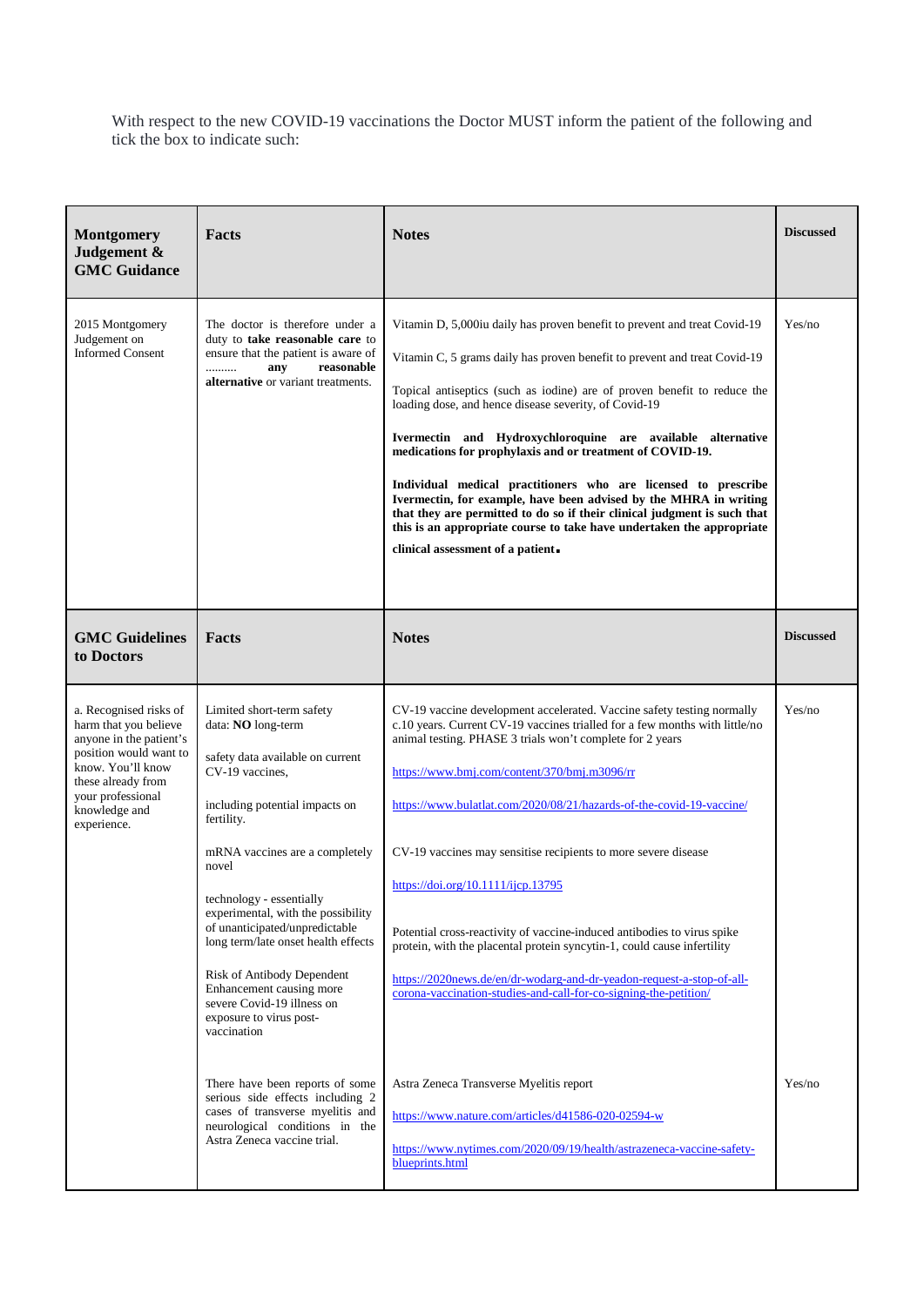With respect to the new COVID-19 vaccinations the Doctor MUST inform the patient of the following and tick the box to indicate such:

| Montgomery Judgement & GMC Guidance | Facts | Notes | Discussed |
|---|---|---|---|
| 2015 Montgomery Judgement on Informed Consent | The doctor is therefore under a duty to **take reasonable care** to ensure that the patient is aware of ………. **any reasonable alternative** or variant treatments. | Vitamin D, 5,000iu daily has proven benefit to prevent and treat Covid-19<br><br>Vitamin C, 5 grams daily has proven benefit to prevent and treat Covid-19<br><br>Topical antiseptics (such as iodine) are of proven benefit to reduce the loading dose, and hence disease severity, of Covid-19<br><br>**Ivermectin and Hydroxychloroquine are available alternative medications for prophylaxis and or treatment of COVID-19.**<br><br>**Individual medical practitioners who are licensed to prescribe Ivermectin, for example, have been advised by the MHRA in writing that they are permitted to do so if their clinical judgment is such that this is an appropriate course to take have undertaken the appropriate clinical assessment of a patient.** | Yes/no |

| GMC Guidelines to Doctors | Facts | Notes | Discussed |
|---|---|---|---|
| a. Recognised risks of harm that you believe anyone in the patient's position would want to know. You'll know these already from your professional knowledge and experience. | Limited short-term safety data: **NO** long-term<br><br>safety data available on current CV-19 vaccines,<br><br>including potential impacts on fertility.<br><br>mRNA vaccines are a completely novel<br><br>technology - essentially experimental, with the possibility of unanticipated/unpredictable long term/late onset health effects<br><br>Risk of Antibody Dependent Enhancement causing more severe Covid-19 illness on exposure to virus post-vaccination | CV-19 vaccine development accelerated. Vaccine safety testing normally c.10 years. Current CV-19 vaccines trialled for a few months with little/no animal testing. PHASE 3 trials won't complete for 2 years<br><br>https://www.bmj.com/content/370/bmj.m3096/rr<br><br>https://www.bulatlat.com/2020/08/21/hazards-of-the-covid-19-vaccine/<br><br>CV-19 vaccines may sensitise recipients to more severe disease<br><br>https://doi.org/10.1111/ijcp.13795<br><br>Potential cross-reactivity of vaccine-induced antibodies to virus spike protein, with the placental protein syncytin-1, could cause infertility<br><br>https://2020news.de/en/dr-wodarg-and-dr-yeadon-request-a-stop-of-all-corona-vaccination-studies-and-call-for-co-signing-the-petition/ | Yes/no |
| | There have been reports of some serious side effects including 2 cases of transverse myelitis and neurological conditions in the Astra Zeneca vaccine trial. | Astra Zeneca Transverse Myelitis report<br><br>https://www.nature.com/articles/d41586-020-02594-w<br><br>https://www.nytimes.com/2020/09/19/health/astrazeneca-vaccine-safety-blueprints.html | Yes/no |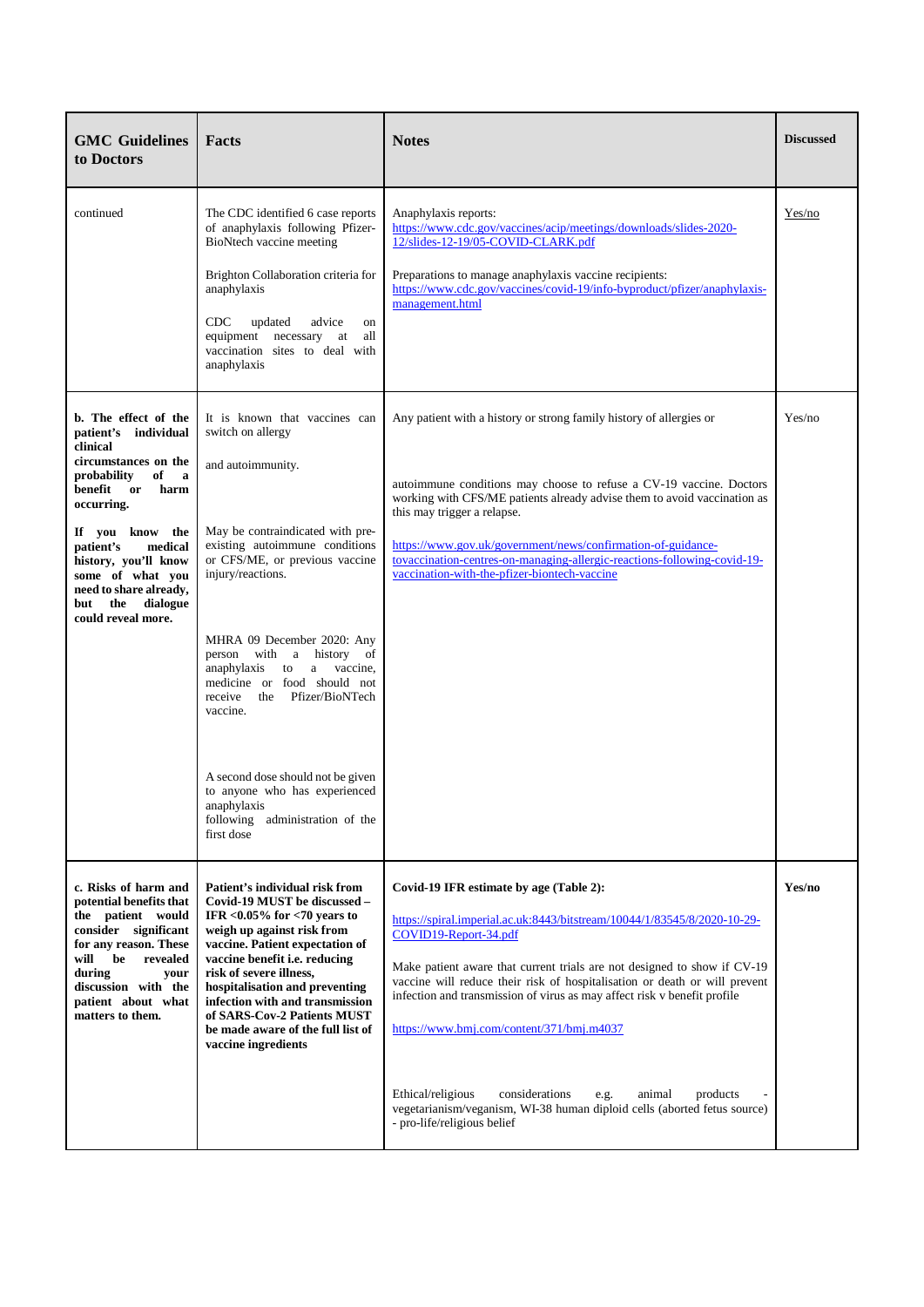| GMC Guidelines to Doctors | Facts | Notes | Discussed |
|---|---|---|---|
| continued | The CDC identified 6 case reports of anaphylaxis following Pfizer-BioNtech vaccine meeting<br><br>Brighton Collaboration criteria for anaphylaxis<br><br>CDC updated advice on equipment necessary at all vaccination sites to deal with anaphylaxis | Anaphylaxis reports: https://www.cdc.gov/vaccines/acip/meetings/downloads/slides-2020-12/slides-12-19/05-COVID-CLARK.pdf<br><br>Preparations to manage anaphylaxis vaccine recipients: https://www.cdc.gov/vaccines/covid-19/info-byproduct/pfizer/anaphylaxis-management.html | Yes/no |
| **b. The effect of the patient's individual clinical circumstances on the probability of a benefit or harm occurring.**<br><br>**If you know the patient's medical history, you'll know some of what you need to share already, but the dialogue could reveal more.** | It is known that vaccines can switch on allergy<br><br>and autoimmunity.<br><br>May be contraindicated with pre-existing autoimmune conditions or CFS/ME, or previous vaccine injury/reactions.<br><br>MHRA 09 December 2020: Any person with a history of anaphylaxis to a vaccine, medicine or food should not receive the Pfizer/BioNTech vaccine.<br><br>A second dose should not be given to anyone who has experienced anaphylaxis following administration of the first dose | Any patient with a history or strong family history of allergies or<br><br>autoimmune conditions may choose to refuse a CV-19 vaccine. Doctors working with CFS/ME patients already advise them to avoid vaccination as this may trigger a relapse.<br><br>https://www.gov.uk/government/news/confirmation-of-guidance-tovaccination-centres-on-managing-allergic-reactions-following-covid-19-vaccination-with-the-pfizer-biontech-vaccine | Yes/no |
| **c. Risks of harm and potential benefits that the patient would consider significant for any reason. These will be revealed during your discussion with the patient about what matters to them.** | **Patient's individual risk from Covid-19 MUST be discussed – IFR <0.05% for <70 years to weigh up against risk from vaccine. Patient expectation of vaccine benefit i.e. reducing risk of severe illness, hospitalisation and preventing infection with and transmission of SARS-Cov-2 Patients MUST be made aware of the full list of vaccine ingredients** | **Covid-19 IFR estimate by age (Table 2):**<br><br>https://spiral.imperial.ac.uk:8443/bitstream/10044/1/83545/8/2020-10-29-COVID19-Report-34.pdf<br><br>Make patient aware that current trials are not designed to show if CV-19 vaccine will reduce their risk of hospitalisation or death or will prevent infection and transmission of virus as may affect risk v benefit profile<br><br>https://www.bmj.com/content/371/bmj.m4037<br><br>Ethical/religious considerations e.g. animal products - vegetarianism/veganism, WI-38 human diploid cells (aborted fetus source) - pro-life/religious belief | **Yes/no** |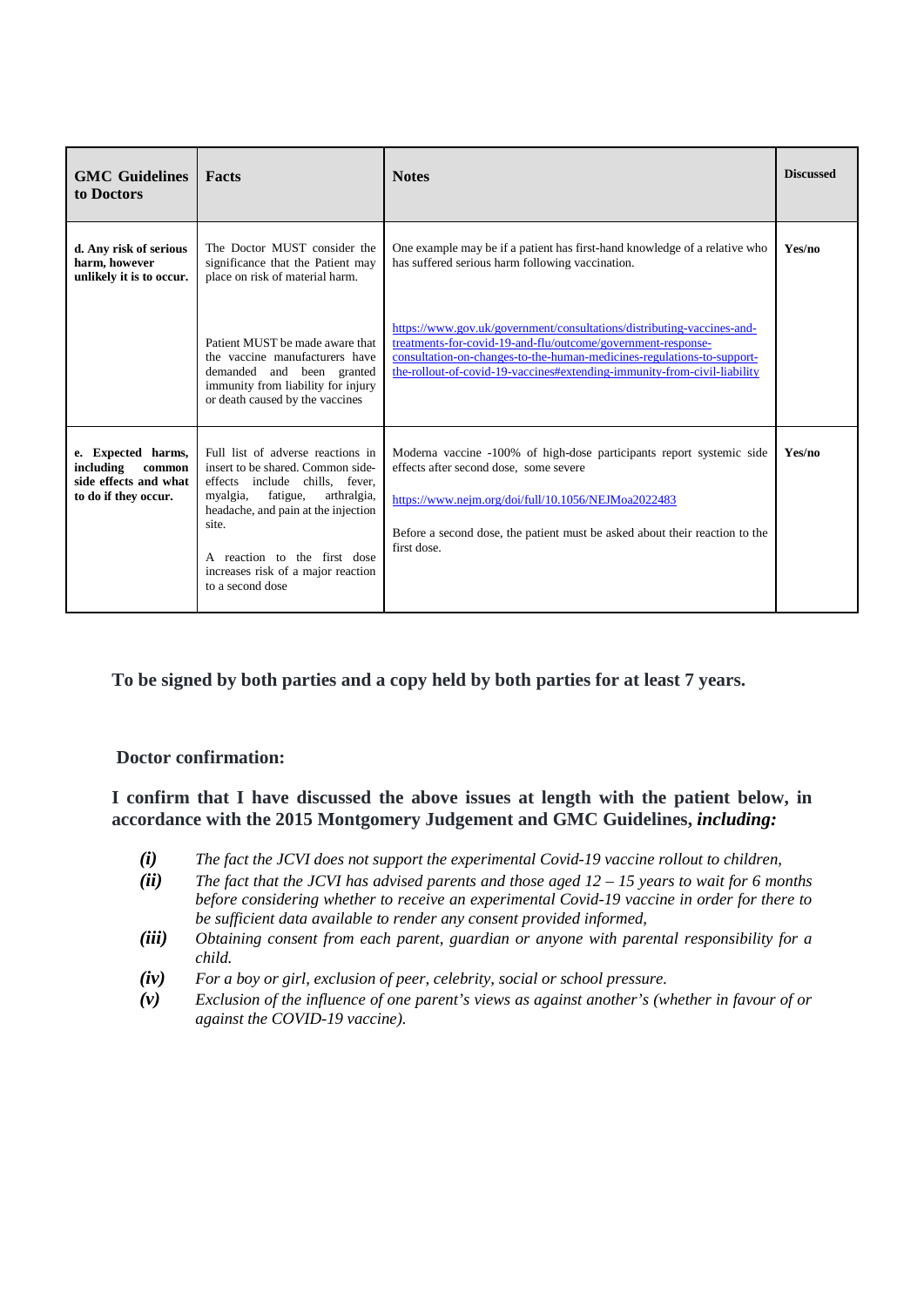| GMC Guidelines to Doctors | Facts | Notes | Discussed |
|---|---|---|---|
| **d. Any risk of serious harm, however unlikely it is to occur.** | The Doctor MUST consider the significance that the Patient may place on risk of material harm.<br><br>Patient MUST be made aware that the vaccine manufacturers have demanded and been granted immunity from liability for injury or death caused by the vaccines | One example may be if a patient has first-hand knowledge of a relative who has suffered serious harm following vaccination.<br><br>https://www.gov.uk/government/consultations/distributing-vaccines-and-treatments-for-covid-19-and-flu/outcome/government-response-consultation-on-changes-to-the-human-medicines-regulations-to-support-the-rollout-of-covid-19-vaccines#extending-immunity-from-civil-liability | **Yes/no** |
| **e. Expected harms, including common side effects and what to do if they occur.** | Full list of adverse reactions in insert to be shared. Common side-effects include chills, fever, myalgia, fatigue, arthralgia, headache, and pain at the injection site.<br><br>A reaction to the first dose increases risk of a major reaction to a second dose | Moderna vaccine -100% of high-dose participants report systemic side effects after second dose, some severe<br><br>https://www.nejm.org/doi/full/10.1056/NEJMoa2022483<br><br>Before a second dose, the patient must be asked about their reaction to the first dose. | **Yes/no** |

**To be signed by both parties and a copy held by both parties for at least 7 years.**

**Doctor confirmation:**

**I confirm that I have discussed the above issues at length with the patient below, in accordance with the 2015 Montgomery Judgement and GMC Guidelines, *including:***

- ***(i)*** *The fact the JCVI does not support the experimental Covid-19 vaccine rollout to children,*
- ***(ii)*** *The fact that the JCVI has advised parents and those aged 12 – 15 years to wait for 6 months before considering whether to receive an experimental Covid-19 vaccine in order for there to be sufficient data available to render any consent provided informed,*
- ***(iii)*** *Obtaining consent from each parent, guardian or anyone with parental responsibility for a child.*
- ***(iv)*** *For a boy or girl, exclusion of peer, celebrity, social or school pressure.*
- ***(v)*** *Exclusion of the influence of one parent's views as against another's (whether in favour of or against the COVID-19 vaccine).*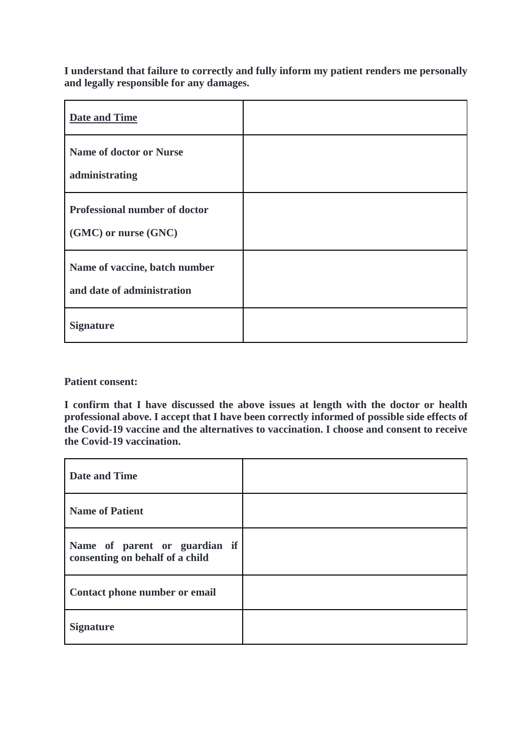**I understand that failure to correctly and fully inform my patient renders me personally and legally responsible for any damages.**

| | |
|---|---|
| **Date and Time** | |
| **Name of doctor or Nurse administrating** | |
| **Professional number of doctor (GMC) or nurse (GNC)** | |
| **Name of vaccine, batch number and date of administration** | |
| **Signature** | |

**Patient consent:**

**I confirm that I have discussed the above issues at length with the doctor or health professional above. I accept that I have been correctly informed of possible side effects of the Covid-19 vaccine and the alternatives to vaccination. I choose and consent to receive the Covid-19 vaccination.**

| | |
|---|---|
| **Date and Time** | |
| **Name of Patient** | |
| **Name of parent or guardian if consenting on behalf of a child** | |
| **Contact phone number or email** | |
| **Signature** | |